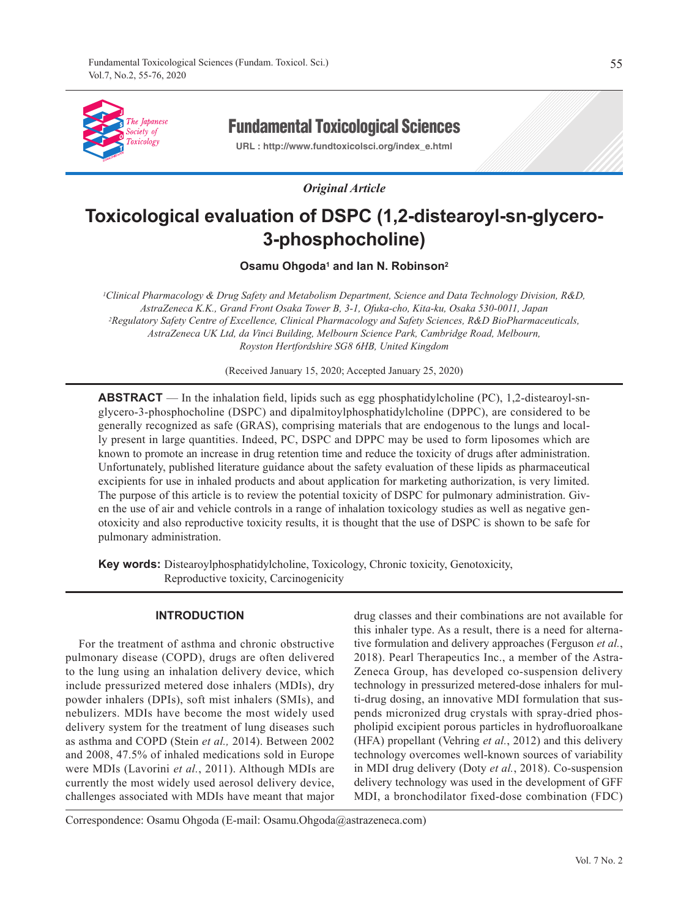*Original Article*

# Toxicological evaluation of DSPC (1,2-distearoyl-sn-glycero-3-phosphocholine)

**Osamu Ohgoda[1] and Ian N. Robinson[2]**

[1]*Clinical Pharmacology & Drug Safety and Metabolism Department, Science and Data Technology Division, R&D, AstraZeneca K.K., Grand Front Osaka Tower B, 3-1, Ofuka-cho, Kita-ku, Osaka 530-0011, Japan*
[2]*Regulatory Safety Centre of Excellence, Clinical Pharmacology and Safety Sciences, R&D BioPharmaceuticals, AstraZeneca UK Ltd, da Vinci Building, Melbourn Science Park, Cambridge Road, Melbourn, Royston Hertfordshire SG8 6HB, United Kingdom*

(Received January 15, 2020; Accepted January 25, 2020)

**ABSTRACT** — In the inhalation field, lipids such as egg phosphatidylcholine (PC), 1,2-distearoyl-sn-glycero-3-phosphocholine (DSPC) and dipalmitoylphosphatidylcholine (DPPC), are considered to be generally recognized as safe (GRAS), comprising materials that are endogenous to the lungs and locally present in large quantities. Indeed, PC, DSPC and DPPC may be used to form liposomes which are known to promote an increase in drug retention time and reduce the toxicity of drugs after administration. Unfortunately, published literature guidance about the safety evaluation of these lipids as pharmaceutical excipients for use in inhaled products and about application for marketing authorization, is very limited. The purpose of this article is to review the potential toxicity of DSPC for pulmonary administration. Given the use of air and vehicle controls in a range of inhalation toxicology studies as well as negative genotoxicity and also reproductive toxicity results, it is thought that the use of DSPC is shown to be safe for pulmonary administration.

**Key words:** Distearoylphosphatidylcholine, Toxicology, Chronic toxicity, Genotoxicity, Reproductive toxicity, Carcinogenicity

## INTRODUCTION

For the treatment of asthma and chronic obstructive pulmonary disease (COPD), drugs are often delivered to the lung using an inhalation delivery device, which include pressurized metered dose inhalers (MDIs), dry powder inhalers (DPIs), soft mist inhalers (SMIs), and nebulizers. MDIs have become the most widely used delivery system for the treatment of lung diseases such as asthma and COPD (Stein *et al.,* 2014). Between 2002 and 2008, 47.5% of inhaled medications sold in Europe were MDIs (Lavorini *et al.*, 2011). Although MDIs are currently the most widely used aerosol delivery device, challenges associated with MDIs have meant that major drug classes and their combinations are not available for this inhaler type. As a result, there is a need for alternative formulation and delivery approaches (Ferguson *et al.*, 2018). Pearl Therapeutics Inc., a member of the AstraZeneca Group, has developed co-suspension delivery technology in pressurized metered-dose inhalers for multi-drug dosing, an innovative MDI formulation that suspends micronized drug crystals with spray-dried phospholipid excipient porous particles in hydrofluoroalkane (HFA) propellant (Vehring *et al.*, 2012) and this delivery technology overcomes well-known sources of variability in MDI drug delivery (Doty *et al.*, 2018). Co-suspension delivery technology was used in the development of GFF MDI, a bronchodilator fixed-dose combination (FDC)

Correspondence: Osamu Ohgoda (E-mail: Osamu.Ohgoda@astrazeneca.com)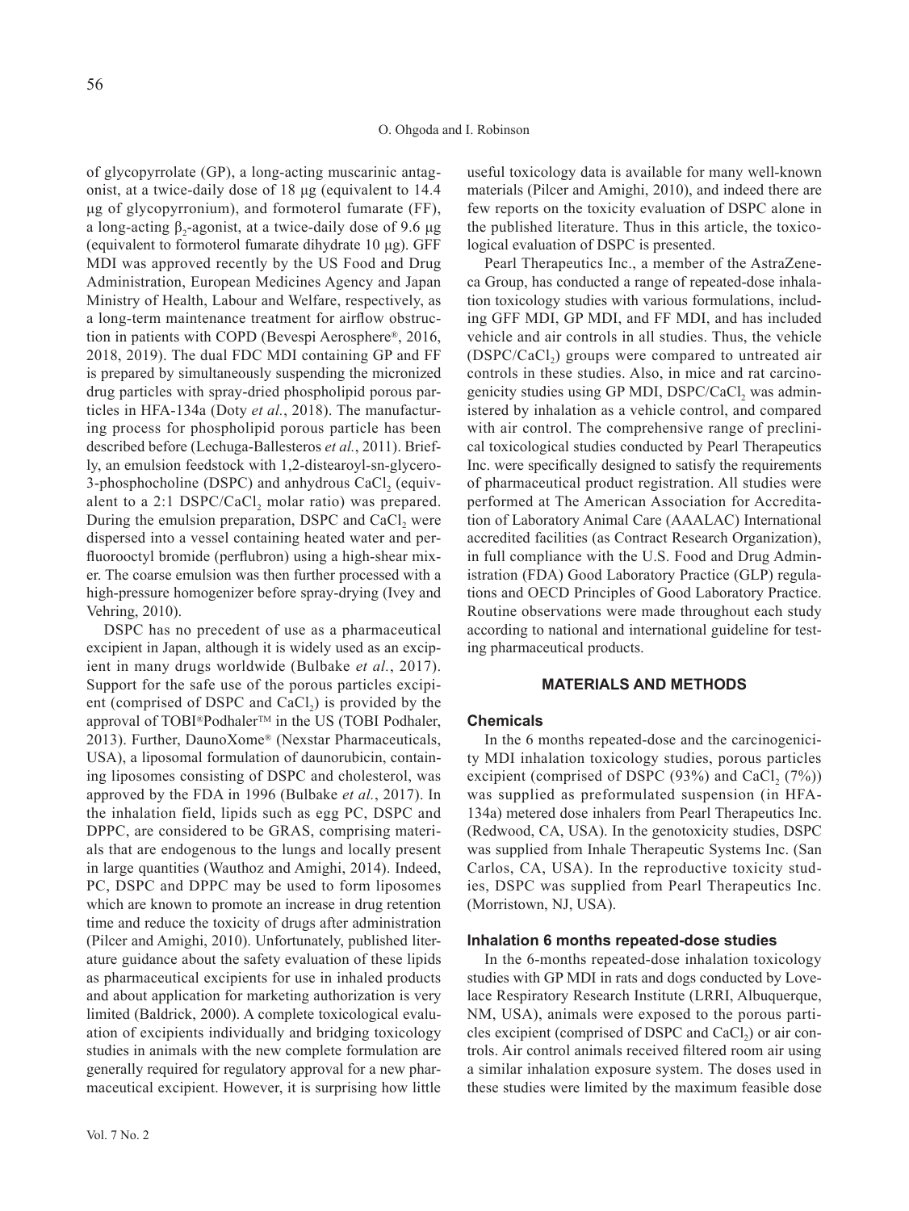of glycopyrrolate (GP), a long-acting muscarinic antagonist, at a twice-daily dose of 18 μg (equivalent to 14.4 μg of glycopyrronium), and formoterol fumarate (FF), a long-acting $\beta_2$-agonist, at a twice-daily dose of 9.6 μg (equivalent to formoterol fumarate dihydrate 10 μg). GFF MDI was approved recently by the US Food and Drug Administration, European Medicines Agency and Japan Ministry of Health, Labour and Welfare, respectively, as a long-term maintenance treatment for airflow obstruction in patients with COPD (Bevespi Aerosphere®, 2016, 2018, 2019). The dual FDC MDI containing GP and FF is prepared by simultaneously suspending the micronized drug particles with spray-dried phospholipid porous particles in HFA-134a (Doty *et al.*, 2018). The manufacturing process for phospholipid porous particle has been described before (Lechuga-Ballesteros *et al.*, 2011). Briefly, an emulsion feedstock with 1,2-distearoyl-sn-glycero-3-phosphocholine (DSPC) and anhydrous $CaCl_2$ (equivalent to a 2:1 DSPC/$CaCl_2$ molar ratio) was prepared. During the emulsion preparation, DSPC and $CaCl_2$ were dispersed into a vessel containing heated water and perfluorooctyl bromide (perflubron) using a high-shear mixer. The coarse emulsion was then further processed with a high-pressure homogenizer before spray-drying (Ivey and Vehring, 2010).

DSPC has no precedent of use as a pharmaceutical excipient in Japan, although it is widely used as an excipient in many drugs worldwide (Bulbake *et al.*, 2017). Support for the safe use of the porous particles excipient (comprised of DSPC and $CaCl_2$) is provided by the approval of TOBI®Podhaler™ in the US (TOBI Podhaler, 2013). Further, DaunoXome® (Nexstar Pharmaceuticals, USA), a liposomal formulation of daunorubicin, containing liposomes consisting of DSPC and cholesterol, was approved by the FDA in 1996 (Bulbake *et al.*, 2017). In the inhalation field, lipids such as egg PC, DSPC and DPPC, are considered to be GRAS, comprising materials that are endogenous to the lungs and locally present in large quantities (Wauthoz and Amighi, 2014). Indeed, PC, DSPC and DPPC may be used to form liposomes which are known to promote an increase in drug retention time and reduce the toxicity of drugs after administration (Pilcer and Amighi, 2010). Unfortunately, published literature guidance about the safety evaluation of these lipids as pharmaceutical excipients for use in inhaled products and about application for marketing authorization is very limited (Baldrick, 2000). A complete toxicological evaluation of excipients individually and bridging toxicology studies in animals with the new complete formulation are generally required for regulatory approval for a new pharmaceutical excipient. However, it is surprising how little useful toxicology data is available for many well-known materials (Pilcer and Amighi, 2010), and indeed there are few reports on the toxicity evaluation of DSPC alone in the published literature. Thus in this article, the toxicological evaluation of DSPC is presented.

Pearl Therapeutics Inc., a member of the AstraZeneca Group, has conducted a range of repeated-dose inhalation toxicology studies with various formulations, including GFF MDI, GP MDI, and FF MDI, and has included vehicle and air controls in all studies. Thus, the vehicle (DSPC/$CaCl_2$) groups were compared to untreated air controls in these studies. Also, in mice and rat carcinogenicity studies using GP MDI, DSPC/$CaCl_2$ was administered by inhalation as a vehicle control, and compared with air control. The comprehensive range of preclinical toxicological studies conducted by Pearl Therapeutics Inc. were specifically designed to satisfy the requirements of pharmaceutical product registration. All studies were performed at The American Association for Accreditation of Laboratory Animal Care (AAALAC) International accredited facilities (as Contract Research Organization), in full compliance with the U.S. Food and Drug Administration (FDA) Good Laboratory Practice (GLP) regulations and OECD Principles of Good Laboratory Practice. Routine observations were made throughout each study according to national and international guideline for testing pharmaceutical products.

## MATERIALS AND METHODS

### Chemicals

In the 6 months repeated-dose and the carcinogenicity MDI inhalation toxicology studies, porous particles excipient (comprised of DSPC (93%) and $CaCl_2$ (7%)) was supplied as preformulated suspension (in HFA-134a) metered dose inhalers from Pearl Therapeutics Inc. (Redwood, CA, USA). In the genotoxicity studies, DSPC was supplied from Inhale Therapeutic Systems Inc. (San Carlos, CA, USA). In the reproductive toxicity studies, DSPC was supplied from Pearl Therapeutics Inc. (Morristown, NJ, USA).

### Inhalation 6 months repeated-dose studies

In the 6-months repeated-dose inhalation toxicology studies with GP MDI in rats and dogs conducted by Lovelace Respiratory Research Institute (LRRI, Albuquerque, NM, USA), animals were exposed to the porous particles excipient (comprised of DSPC and $CaCl_2$) or air controls. Air control animals received filtered room air using a similar inhalation exposure system. The doses used in these studies were limited by the maximum feasible dose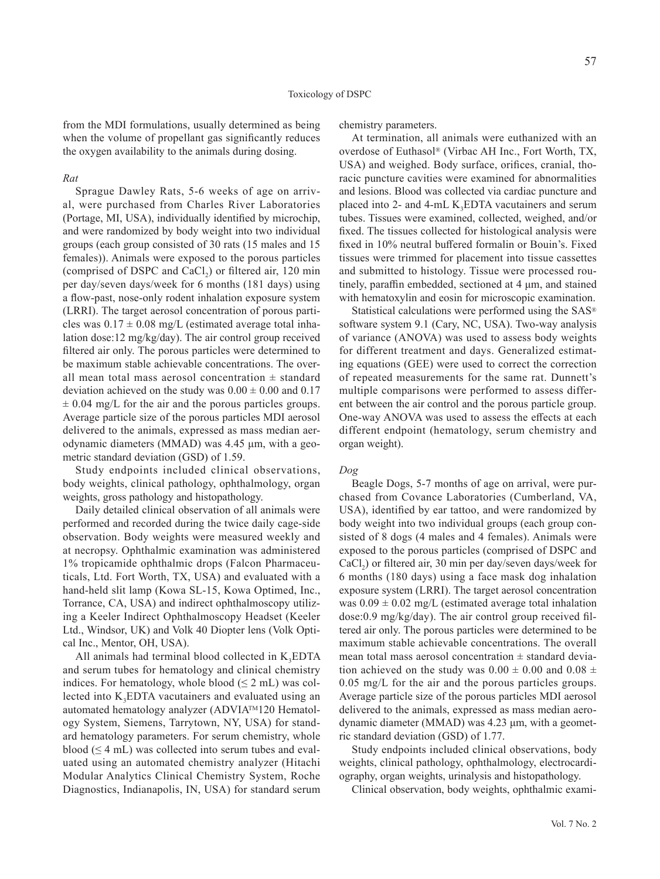from the MDI formulations, usually determined as being when the volume of propellant gas significantly reduces the oxygen availability to the animals during dosing.

*Rat*

Sprague Dawley Rats, 5-6 weeks of age on arrival, were purchased from Charles River Laboratories (Portage, MI, USA), individually identified by microchip, and were randomized by body weight into two individual groups (each group consisted of 30 rats (15 males and 15 females)). Animals were exposed to the porous particles (comprised of DSPC and $CaCl_2$) or filtered air, 120 min per day/seven days/week for 6 months (181 days) using a flow-past, nose-only rodent inhalation exposure system (LRRI). The target aerosol concentration of porous particles was $0.17 \pm 0.08$ mg/L (estimated average total inhalation dose:12 mg/kg/day). The air control group received filtered air only. The porous particles were determined to be maximum stable achievable concentrations. The overall mean total mass aerosol concentration ± standard deviation achieved on the study was $0.00 \pm 0.00$ and $0.17 \pm 0.04$ mg/L for the air and the porous particles groups. Average particle size of the porous particles MDI aerosol delivered to the animals, expressed as mass median aerodynamic diameters (MMAD) was 4.45 μm, with a geometric standard deviation (GSD) of 1.59.

Study endpoints included clinical observations, body weights, clinical pathology, ophthalmology, organ weights, gross pathology and histopathology.

Daily detailed clinical observation of all animals were performed and recorded during the twice daily cage-side observation. Body weights were measured weekly and at necropsy. Ophthalmic examination was administered 1% tropicamide ophthalmic drops (Falcon Pharmaceuticals, Ltd. Fort Worth, TX, USA) and evaluated with a hand-held slit lamp (Kowa SL-15, Kowa Optimed, Inc., Torrance, CA, USA) and indirect ophthalmoscopy utilizing a Keeler Indirect Ophthalmoscopy Headset (Keeler Ltd., Windsor, UK) and Volk 40 Diopter lens (Volk Optical Inc., Mentor, OH, USA).

All animals had terminal blood collected in $K_3$EDTA and serum tubes for hematology and clinical chemistry indices. For hematology, whole blood (≤ 2 mL) was collected into $K_3$EDTA vacutainers and evaluated using an automated hematology analyzer (ADVIA™120 Hematology System, Siemens, Tarrytown, NY, USA) for standard hematology parameters. For serum chemistry, whole blood (≤ 4 mL) was collected into serum tubes and evaluated using an automated chemistry analyzer (Hitachi Modular Analytics Clinical Chemistry System, Roche Diagnostics, Indianapolis, IN, USA) for standard serum chemistry parameters.

At termination, all animals were euthanized with an overdose of Euthasol® (Virbac AH Inc., Fort Worth, TX, USA) and weighed. Body surface, orifices, cranial, thoracic puncture cavities were examined for abnormalities and lesions. Blood was collected via cardiac puncture and placed into 2- and 4-mL $K_3$EDTA vacutainers and serum tubes. Tissues were examined, collected, weighed, and/or fixed. The tissues collected for histological analysis were fixed in 10% neutral buffered formalin or Bouin's. Fixed tissues were trimmed for placement into tissue cassettes and submitted to histology. Tissue were processed routinely, paraffin embedded, sectioned at 4 μm, and stained with hematoxylin and eosin for microscopic examination.

Statistical calculations were performed using the SAS® software system 9.1 (Cary, NC, USA). Two-way analysis of variance (ANOVA) was used to assess body weights for different treatment and days. Generalized estimating equations (GEE) were used to correct the correction of repeated measurements for the same rat. Dunnett's multiple comparisons were performed to assess different between the air control and the porous particle group. One-way ANOVA was used to assess the effects at each different endpoint (hematology, serum chemistry and organ weight).

*Dog*

Beagle Dogs, 5-7 months of age on arrival, were purchased from Covance Laboratories (Cumberland, VA, USA), identified by ear tattoo, and were randomized by body weight into two individual groups (each group consisted of 8 dogs (4 males and 4 females). Animals were exposed to the porous particles (comprised of DSPC and $CaCl_2$) or filtered air, 30 min per day/seven days/week for 6 months (180 days) using a face mask dog inhalation exposure system (LRRI). The target aerosol concentration was $0.09 \pm 0.02$ mg/L (estimated average total inhalation dose:0.9 mg/kg/day). The air control group received filtered air only. The porous particles were determined to be maximum stable achievable concentrations. The overall mean total mass aerosol concentration ± standard deviation achieved on the study was $0.00 \pm 0.00$ and $0.08 \pm 0.05$ mg/L for the air and the porous particles groups. Average particle size of the porous particles MDI aerosol delivered to the animals, expressed as mass median aerodynamic diameter (MMAD) was 4.23 μm, with a geometric standard deviation (GSD) of 1.77.

Study endpoints included clinical observations, body weights, clinical pathology, ophthalmology, electrocardiography, organ weights, urinalysis and histopathology.

Clinical observation, body weights, ophthalmic exami-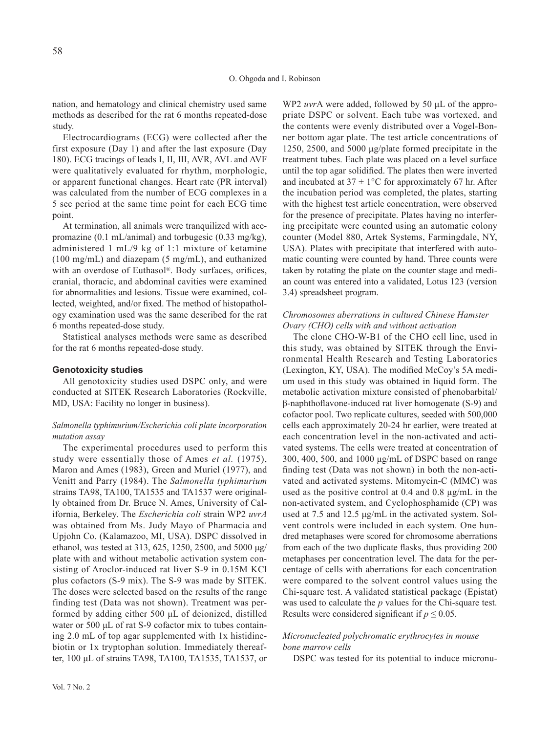nation, and hematology and clinical chemistry used same methods as described for the rat 6 months repeated-dose study.

Electrocardiograms (ECG) were collected after the first exposure (Day 1) and after the last exposure (Day 180). ECG tracings of leads I, II, III, AVR, AVL and AVF were qualitatively evaluated for rhythm, morphologic, or apparent functional changes. Heart rate (PR interval) was calculated from the number of ECG complexes in a 5 sec period at the same time point for each ECG time point.

At termination, all animals were tranquilized with acepromazine (0.1 mL/animal) and torbugesic (0.33 mg/kg), administered 1 mL/9 kg of 1:1 mixture of ketamine (100 mg/mL) and diazepam (5 mg/mL), and euthanized with an overdose of Euthasol®. Body surfaces, orifices, cranial, thoracic, and abdominal cavities were examined for abnormalities and lesions. Tissue were examined, collected, weighted, and/or fixed. The method of histopathology examination used was the same described for the rat 6 months repeated-dose study.

Statistical analyses methods were same as described for the rat 6 months repeated-dose study.

### Genotoxicity studies

All genotoxicity studies used DSPC only, and were conducted at SITEK Research Laboratories (Rockville, MD, USA: Facility no longer in business).

#### *Salmonella typhimurium/Escherichia coli plate incorporation mutation assay*

The experimental procedures used to perform this study were essentially those of Ames *et al.* (1975), Maron and Ames (1983), Green and Muriel (1977), and Venitt and Parry (1984). The *Salmonella typhimurium* strains TA98, TA100, TA1535 and TA1537 were originally obtained from Dr. Bruce N. Ames, University of California, Berkeley. The *Escherichia coli* strain WP2 *uvrA* was obtained from Ms. Judy Mayo of Pharmacia and Upjohn Co. (Kalamazoo, MI, USA). DSPC dissolved in ethanol, was tested at 313, 625, 1250, 2500, and 5000 μg/plate with and without metabolic activation system consisting of Aroclor-induced rat liver S-9 in 0.15M KCl plus cofactors (S-9 mix). The S-9 was made by SITEK. The doses were selected based on the results of the range finding test (Data was not shown). Treatment was performed by adding either 500 μL of deionized, distilled water or 500 μL of rat S-9 cofactor mix to tubes containing 2.0 mL of top agar supplemented with 1x histidine-biotin or 1x tryptophan solution. Immediately thereafter, 100 μL of strains TA98, TA100, TA1535, TA1537, or WP2 *uvr*A were added, followed by 50 μL of the appropriate DSPC or solvent. Each tube was vortexed, and the contents were evenly distributed over a Vogel-Bonner bottom agar plate. The test article concentrations of 1250, 2500, and 5000 μg/plate formed precipitate in the treatment tubes. Each plate was placed on a level surface until the top agar solidified. The plates then were inverted and incubated at 37 ± 1°C for approximately 67 hr. After the incubation period was completed, the plates, starting with the highest test article concentration, were observed for the presence of precipitate. Plates having no interfering precipitate were counted using an automatic colony counter (Model 880, Artek Systems, Farmingdale, NY, USA). Plates with precipitate that interfered with automatic counting were counted by hand. Three counts were taken by rotating the plate on the counter stage and median count was entered into a validated, Lotus 123 (version 3.4) spreadsheet program.

#### *Chromosomes aberrations in cultured Chinese Hamster Ovary (CHO) cells with and without activation*

The clone CHO-W-B1 of the CHO cell line, used in this study, was obtained by SITEK through the Environmental Health Research and Testing Laboratories (Lexington, KY, USA). The modified McCoy's 5A medium used in this study was obtained in liquid form. The metabolic activation mixture consisted of phenobarbital/β-naphthoflavone-induced rat liver homogenate (S-9) and cofactor pool. Two replicate cultures, seeded with 500,000 cells each approximately 20-24 hr earlier, were treated at each concentration level in the non-activated and activated systems. The cells were treated at concentration of 300, 400, 500, and 1000 μg/mL of DSPC based on range finding test (Data was not shown) in both the non-activated and activated systems. Mitomycin-C (MMC) was used as the positive control at 0.4 and 0.8 μg/mL in the non-activated system, and Cyclophosphamide (CP) was used at 7.5 and 12.5 μg/mL in the activated system. Solvent controls were included in each system. One hundred metaphases were scored for chromosome aberrations from each of the two duplicate flasks, thus providing 200 metaphases per concentration level. The data for the percentage of cells with aberrations for each concentration were compared to the solvent control values using the Chi-square test. A validated statistical package (Epistat) was used to calculate the *p* values for the Chi-square test. Results were considered significant if $p \leq 0.05$.

#### *Micronucleated polychromatic erythrocytes in mouse bone marrow cells*

DSPC was tested for its potential to induce micronu-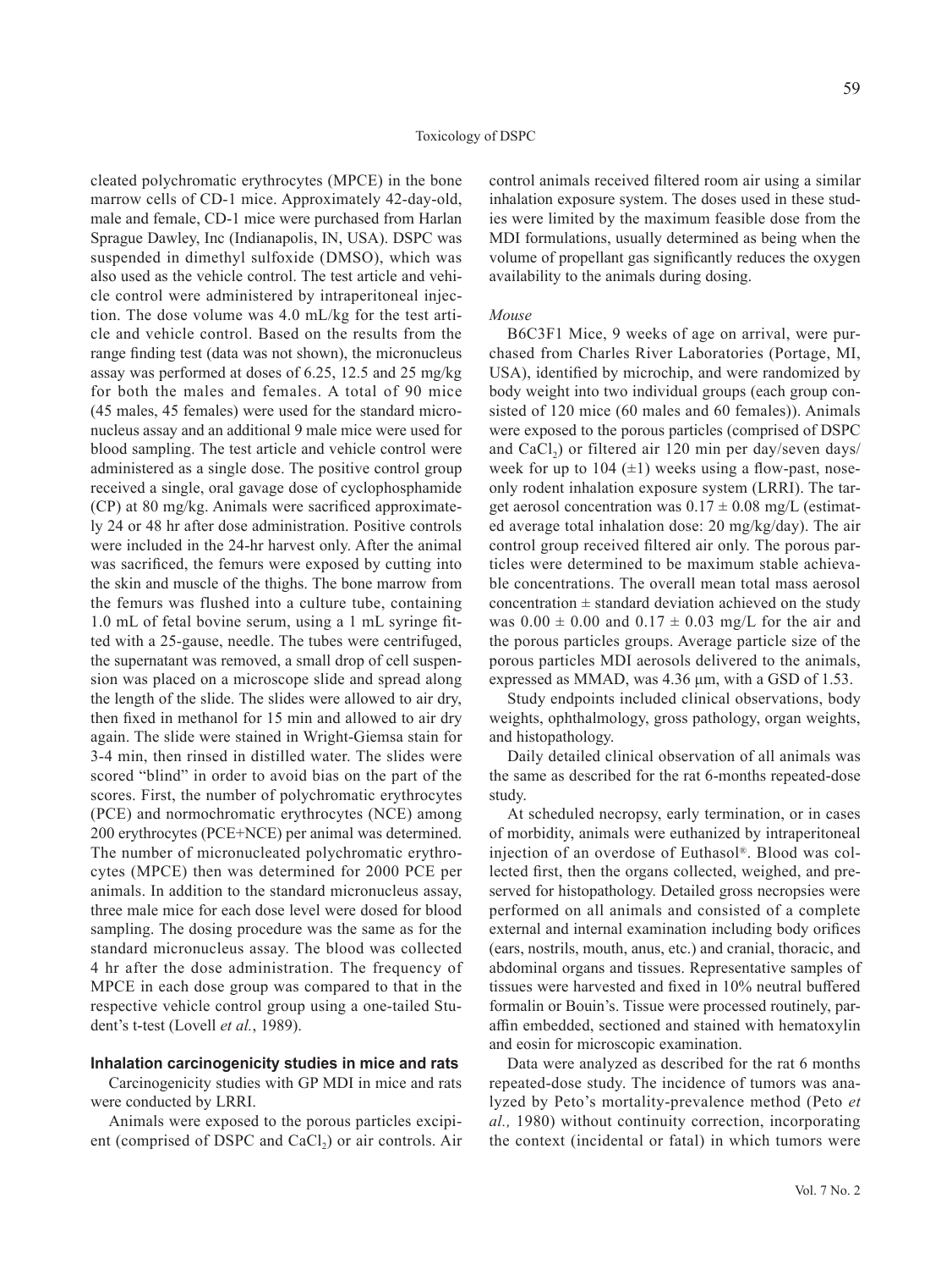cleated polychromatic erythrocytes (MPCE) in the bone marrow cells of CD-1 mice. Approximately 42-day-old, male and female, CD-1 mice were purchased from Harlan Sprague Dawley, Inc (Indianapolis, IN, USA). DSPC was suspended in dimethyl sulfoxide (DMSO), which was also used as the vehicle control. The test article and vehicle control were administered by intraperitoneal injection. The dose volume was 4.0 mL/kg for the test article and vehicle control. Based on the results from the range finding test (data was not shown), the micronucleus assay was performed at doses of 6.25, 12.5 and 25 mg/kg for both the males and females. A total of 90 mice (45 males, 45 females) were used for the standard micronucleus assay and an additional 9 male mice were used for blood sampling. The test article and vehicle control were administered as a single dose. The positive control group received a single, oral gavage dose of cyclophosphamide (CP) at 80 mg/kg. Animals were sacrificed approximately 24 or 48 hr after dose administration. Positive controls were included in the 24-hr harvest only. After the animal was sacrificed, the femurs were exposed by cutting into the skin and muscle of the thighs. The bone marrow from the femurs was flushed into a culture tube, containing 1.0 mL of fetal bovine serum, using a 1 mL syringe fitted with a 25-gause, needle. The tubes were centrifuged, the supernatant was removed, a small drop of cell suspension was placed on a microscope slide and spread along the length of the slide. The slides were allowed to air dry, then fixed in methanol for 15 min and allowed to air dry again. The slide were stained in Wright-Giemsa stain for 3-4 min, then rinsed in distilled water. The slides were scored "blind" in order to avoid bias on the part of the scores. First, the number of polychromatic erythrocytes (PCE) and normochromatic erythrocytes (NCE) among 200 erythrocytes (PCE+NCE) per animal was determined. The number of micronucleated polychromatic erythrocytes (MPCE) then was determined for 2000 PCE per animals. In addition to the standard micronucleus assay, three male mice for each dose level were dosed for blood sampling. The dosing procedure was the same as for the standard micronucleus assay. The blood was collected 4 hr after the dose administration. The frequency of MPCE in each dose group was compared to that in the respective vehicle control group using a one-tailed Student's t-test (Lovell *et al.*, 1989).

### Inhalation carcinogenicity studies in mice and rats

Carcinogenicity studies with GP MDI in mice and rats were conducted by LRRI.

Animals were exposed to the porous particles excipient (comprised of DSPC and $CaCl_2$) or air controls. Air control animals received filtered room air using a similar inhalation exposure system. The doses used in these studies were limited by the maximum feasible dose from the MDI formulations, usually determined as being when the volume of propellant gas significantly reduces the oxygen availability to the animals during dosing.

*Mouse*

B6C3F1 Mice, 9 weeks of age on arrival, were purchased from Charles River Laboratories (Portage, MI, USA), identified by microchip, and were randomized by body weight into two individual groups (each group consisted of 120 mice (60 males and 60 females)). Animals were exposed to the porous particles (comprised of DSPC and $CaCl_2$) or filtered air 120 min per day/seven days/week for up to 104 ($\pm$1) weeks using a flow-past, nose-only rodent inhalation exposure system (LRRI). The target aerosol concentration was $0.17 \pm 0.08$ mg/L (estimated average total inhalation dose: 20 mg/kg/day). The air control group received filtered air only. The porous particles were determined to be maximum stable achievable concentrations. The overall mean total mass aerosol concentration $\pm$ standard deviation achieved on the study was $0.00 \pm 0.00$ and $0.17 \pm 0.03$ mg/L for the air and the porous particles groups. Average particle size of the porous particles MDI aerosols delivered to the animals, expressed as MMAD, was 4.36 µm, with a GSD of 1.53.

Study endpoints included clinical observations, body weights, ophthalmology, gross pathology, organ weights, and histopathology.

Daily detailed clinical observation of all animals was the same as described for the rat 6-months repeated-dose study.

At scheduled necropsy, early termination, or in cases of morbidity, animals were euthanized by intraperitoneal injection of an overdose of Euthasol®. Blood was collected first, then the organs collected, weighed, and preserved for histopathology. Detailed gross necropsies were performed on all animals and consisted of a complete external and internal examination including body orifices (ears, nostrils, mouth, anus, etc.) and cranial, thoracic, and abdominal organs and tissues. Representative samples of tissues were harvested and fixed in 10% neutral buffered formalin or Bouin's. Tissue were processed routinely, paraffin embedded, sectioned and stained with hematoxylin and eosin for microscopic examination.

Data were analyzed as described for the rat 6 months repeated-dose study. The incidence of tumors was analyzed by Peto's mortality-prevalence method (Peto *et al.,* 1980) without continuity correction, incorporating the context (incidental or fatal) in which tumors were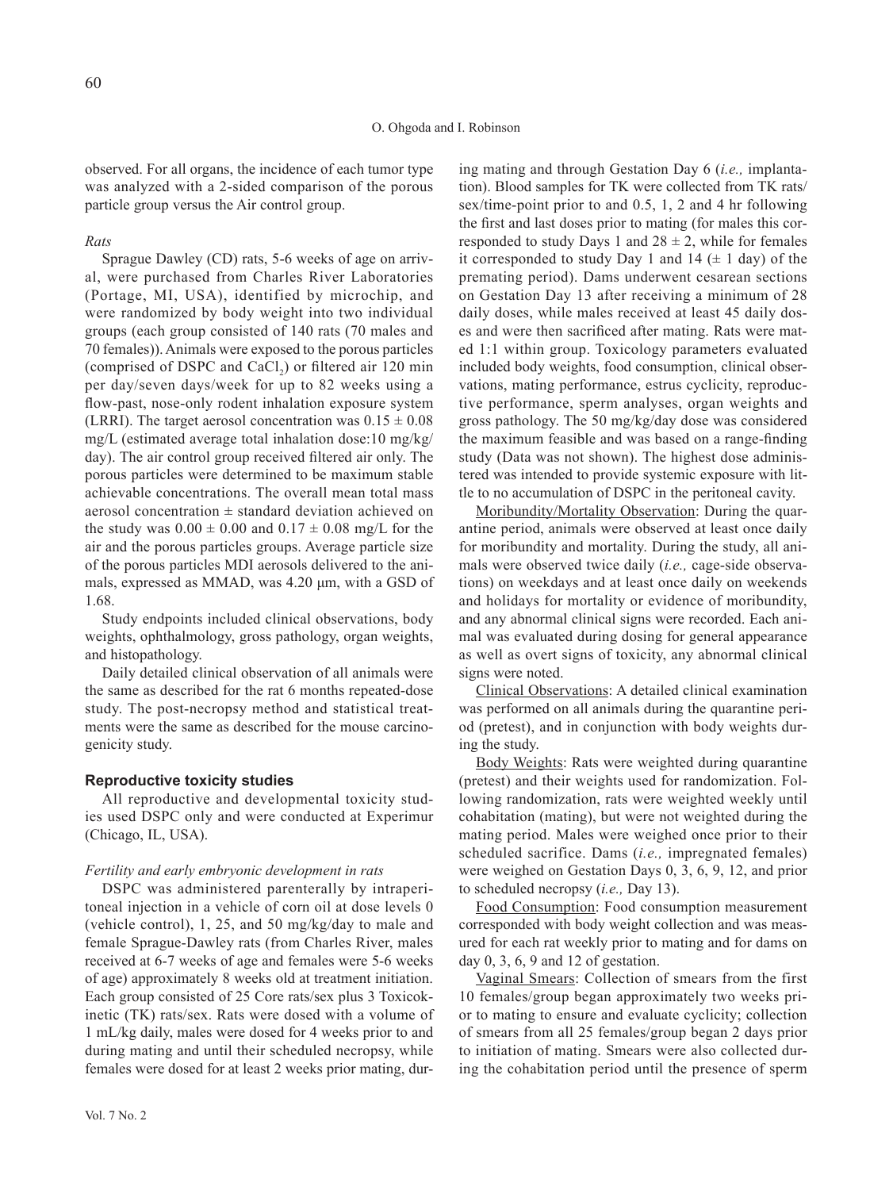observed. For all organs, the incidence of each tumor type was analyzed with a 2-sided comparison of the porous particle group versus the Air control group.

*Rats*

Sprague Dawley (CD) rats, 5-6 weeks of age on arrival, were purchased from Charles River Laboratories (Portage, MI, USA), identified by microchip, and were randomized by body weight into two individual groups (each group consisted of 140 rats (70 males and 70 females)). Animals were exposed to the porous particles (comprised of DSPC and $CaCl_2$) or filtered air 120 min per day/seven days/week for up to 82 weeks using a flow-past, nose-only rodent inhalation exposure system (LRRI). The target aerosol concentration was $0.15 \pm 0.08$ mg/L (estimated average total inhalation dose:10 mg/kg/day). The air control group received filtered air only. The porous particles were determined to be maximum stable achievable concentrations. The overall mean total mass aerosol concentration ± standard deviation achieved on the study was $0.00 \pm 0.00$ and $0.17 \pm 0.08$ mg/L for the air and the porous particles groups. Average particle size of the porous particles MDI aerosols delivered to the animals, expressed as MMAD, was 4.20 μm, with a GSD of 1.68.

Study endpoints included clinical observations, body weights, ophthalmology, gross pathology, organ weights, and histopathology.

Daily detailed clinical observation of all animals were the same as described for the rat 6 months repeated-dose study. The post-necropsy method and statistical treatments were the same as described for the mouse carcinogenicity study.

## Reproductive toxicity studies

All reproductive and developmental toxicity studies used DSPC only and were conducted at Experimur (Chicago, IL, USA).

*Fertility and early embryonic development in rats*

DSPC was administered parenterally by intraperitoneal injection in a vehicle of corn oil at dose levels 0 (vehicle control), 1, 25, and 50 mg/kg/day to male and female Sprague-Dawley rats (from Charles River, males received at 6-7 weeks of age and females were 5-6 weeks of age) approximately 8 weeks old at treatment initiation. Each group consisted of 25 Core rats/sex plus 3 Toxicokinetic (TK) rats/sex. Rats were dosed with a volume of 1 mL/kg daily, males were dosed for 4 weeks prior to and during mating and until their scheduled necropsy, while females were dosed for at least 2 weeks prior mating, during mating and through Gestation Day 6 (*i.e.,* implantation). Blood samples for TK were collected from TK rats/sex/time-point prior to and 0.5, 1, 2 and 4 hr following the first and last doses prior to mating (for males this corresponded to study Days 1 and $28 \pm 2$, while for females it corresponded to study Day 1 and 14 (± 1 day) of the premating period). Dams underwent cesarean sections on Gestation Day 13 after receiving a minimum of 28 daily doses, while males received at least 45 daily doses and were then sacrificed after mating. Rats were mated 1:1 within group. Toxicology parameters evaluated included body weights, food consumption, clinical observations, mating performance, estrus cyclicity, reproductive performance, sperm analyses, organ weights and gross pathology. The 50 mg/kg/day dose was considered the maximum feasible and was based on a range-finding study (Data was not shown). The highest dose administered was intended to provide systemic exposure with little to no accumulation of DSPC in the peritoneal cavity.

Moribundity/Mortality Observation: During the quarantine period, animals were observed at least once daily for moribundity and mortality. During the study, all animals were observed twice daily (*i.e.,* cage-side observations) on weekdays and at least once daily on weekends and holidays for mortality or evidence of moribundity, and any abnormal clinical signs were recorded. Each animal was evaluated during dosing for general appearance as well as overt signs of toxicity, any abnormal clinical signs were noted.

Clinical Observations: A detailed clinical examination was performed on all animals during the quarantine period (pretest), and in conjunction with body weights during the study.

Body Weights: Rats were weighted during quarantine (pretest) and their weights used for randomization. Following randomization, rats were weighted weekly until cohabitation (mating), but were not weighted during the mating period. Males were weighed once prior to their scheduled sacrifice. Dams (*i.e.,* impregnated females) were weighed on Gestation Days 0, 3, 6, 9, 12, and prior to scheduled necropsy (*i.e.,* Day 13).

Food Consumption: Food consumption measurement corresponded with body weight collection and was measured for each rat weekly prior to mating and for dams on day 0, 3, 6, 9 and 12 of gestation.

Vaginal Smears: Collection of smears from the first 10 females/group began approximately two weeks prior to mating to ensure and evaluate cyclicity; collection of smears from all 25 females/group began 2 days prior to initiation of mating. Smears were also collected during the cohabitation period until the presence of sperm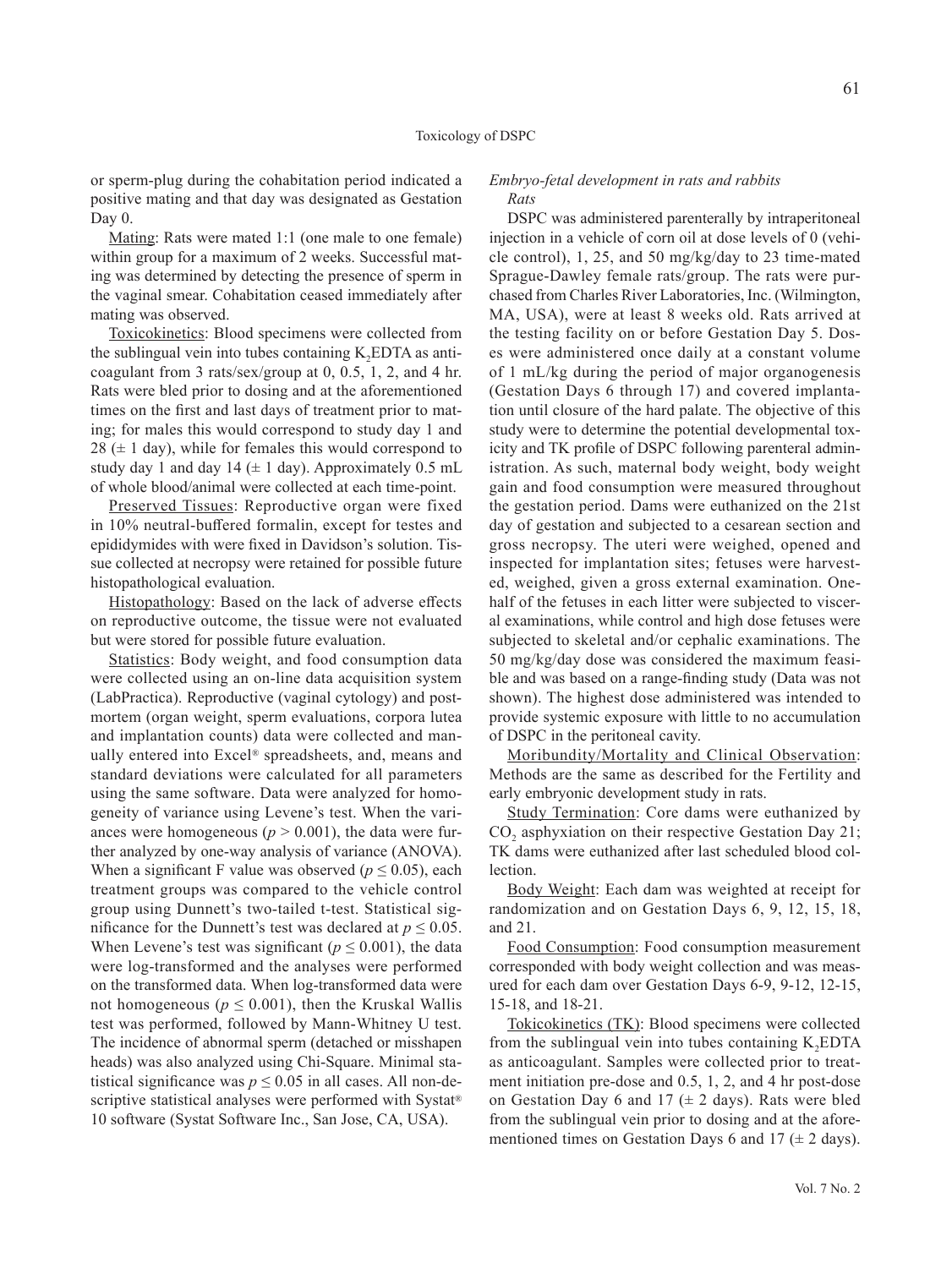or sperm-plug during the cohabitation period indicated a positive mating and that day was designated as Gestation Day 0.

Mating: Rats were mated 1:1 (one male to one female) within group for a maximum of 2 weeks. Successful mating was determined by detecting the presence of sperm in the vaginal smear. Cohabitation ceased immediately after mating was observed.

Toxicokinetics: Blood specimens were collected from the sublingual vein into tubes containing $K_2EDTA$ as anticoagulant from 3 rats/sex/group at 0, 0.5, 1, 2, and 4 hr. Rats were bled prior to dosing and at the aforementioned times on the first and last days of treatment prior to mating; for males this would correspond to study day 1 and 28 (± 1 day), while for females this would correspond to study day 1 and day 14 (± 1 day). Approximately 0.5 mL of whole blood/animal were collected at each time-point.

Preserved Tissues: Reproductive organ were fixed in 10% neutral-buffered formalin, except for testes and epididymides with were fixed in Davidson's solution. Tissue collected at necropsy were retained for possible future histopathological evaluation.

Histopathology: Based on the lack of adverse effects on reproductive outcome, the tissue were not evaluated but were stored for possible future evaluation.

Statistics: Body weight, and food consumption data were collected using an on-line data acquisition system (LabPractica). Reproductive (vaginal cytology) and postmortem (organ weight, sperm evaluations, corpora lutea and implantation counts) data were collected and manually entered into Excel® spreadsheets, and, means and standard deviations were calculated for all parameters using the same software. Data were analyzed for homogeneity of variance using Levene's test. When the variances were homogeneous ($p > 0.001$), the data were further analyzed by one-way analysis of variance (ANOVA). When a significant F value was observed ($p \leq 0.05$), each treatment groups was compared to the vehicle control group using Dunnett's two-tailed t-test. Statistical significance for the Dunnett's test was declared at $p \leq 0.05$. When Levene's test was significant ($p \leq 0.001$), the data were log-transformed and the analyses were performed on the transformed data. When log-transformed data were not homogeneous ($p \leq 0.001$), then the Kruskal Wallis test was performed, followed by Mann-Whitney U test. The incidence of abnormal sperm (detached or misshapen heads) was also analyzed using Chi-Square. Minimal statistical significance was $p \leq 0.05$ in all cases. All non-descriptive statistical analyses were performed with Systat® 10 software (Systat Software Inc., San Jose, CA, USA).

*Embryo-fetal development in rats and rabbits*

*Rats*

DSPC was administered parenterally by intraperitoneal injection in a vehicle of corn oil at dose levels of 0 (vehicle control), 1, 25, and 50 mg/kg/day to 23 time-mated Sprague-Dawley female rats/group. The rats were purchased from Charles River Laboratories, Inc. (Wilmington, MA, USA), were at least 8 weeks old. Rats arrived at the testing facility on or before Gestation Day 5. Doses were administered once daily at a constant volume of 1 mL/kg during the period of major organogenesis (Gestation Days 6 through 17) and covered implantation until closure of the hard palate. The objective of this study were to determine the potential developmental toxicity and TK profile of DSPC following parenteral administration. As such, maternal body weight, body weight gain and food consumption were measured throughout the gestation period. Dams were euthanized on the 21st day of gestation and subjected to a cesarean section and gross necropsy. The uteri were weighed, opened and inspected for implantation sites; fetuses were harvested, weighed, given a gross external examination. One-half of the fetuses in each litter were subjected to visceral examinations, while control and high dose fetuses were subjected to skeletal and/or cephalic examinations. The 50 mg/kg/day dose was considered the maximum feasible and was based on a range-finding study (Data was not shown). The highest dose administered was intended to provide systemic exposure with little to no accumulation of DSPC in the peritoneal cavity.

Moribundity/Mortality and Clinical Observation: Methods are the same as described for the Fertility and early embryonic development study in rats.

Study Termination: Core dams were euthanized by $CO_2$ asphyxiation on their respective Gestation Day 21; TK dams were euthanized after last scheduled blood collection.

Body Weight: Each dam was weighted at receipt for randomization and on Gestation Days 6, 9, 12, 15, 18, and 21.

Food Consumption: Food consumption measurement corresponded with body weight collection and was measured for each dam over Gestation Days 6-9, 9-12, 12-15, 15-18, and 18-21.

Tokicokinetics (TK): Blood specimens were collected from the sublingual vein into tubes containing $K_2EDTA$ as anticoagulant. Samples were collected prior to treatment initiation pre-dose and 0.5, 1, 2, and 4 hr post-dose on Gestation Day 6 and 17 (± 2 days). Rats were bled from the sublingual vein prior to dosing and at the aforementioned times on Gestation Days 6 and 17 (± 2 days).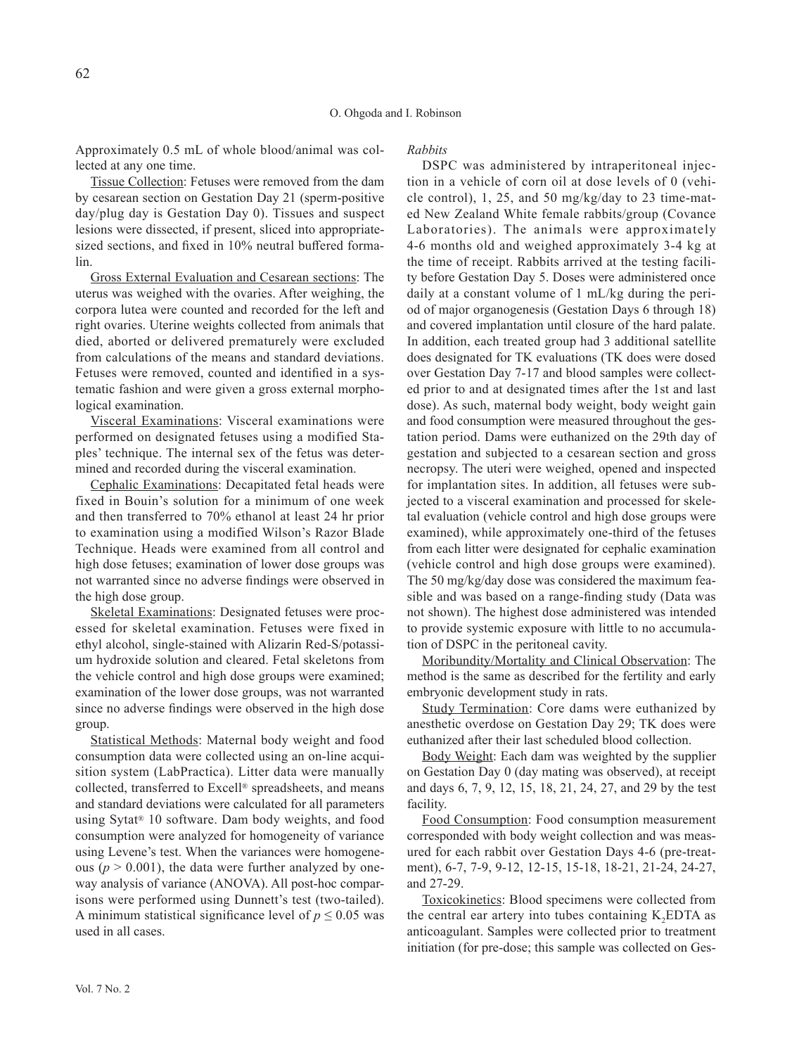Approximately 0.5 mL of whole blood/animal was collected at any one time.

Tissue Collection: Fetuses were removed from the dam by cesarean section on Gestation Day 21 (sperm-positive day/plug day is Gestation Day 0). Tissues and suspect lesions were dissected, if present, sliced into appropriate-sized sections, and fixed in 10% neutral buffered formalin.

Gross External Evaluation and Cesarean sections: The uterus was weighed with the ovaries. After weighing, the corpora lutea were counted and recorded for the left and right ovaries. Uterine weights collected from animals that died, aborted or delivered prematurely were excluded from calculations of the means and standard deviations. Fetuses were removed, counted and identified in a systematic fashion and were given a gross external morphological examination.

Visceral Examinations: Visceral examinations were performed on designated fetuses using a modified Staples' technique. The internal sex of the fetus was determined and recorded during the visceral examination.

Cephalic Examinations: Decapitated fetal heads were fixed in Bouin's solution for a minimum of one week and then transferred to 70% ethanol at least 24 hr prior to examination using a modified Wilson's Razor Blade Technique. Heads were examined from all control and high dose fetuses; examination of lower dose groups was not warranted since no adverse findings were observed in the high dose group.

Skeletal Examinations: Designated fetuses were processed for skeletal examination. Fetuses were fixed in ethyl alcohol, single-stained with Alizarin Red-S/potassium hydroxide solution and cleared. Fetal skeletons from the vehicle control and high dose groups were examined; examination of the lower dose groups, was not warranted since no adverse findings were observed in the high dose group.

Statistical Methods: Maternal body weight and food consumption data were collected using an on-line acquisition system (LabPractica). Litter data were manually collected, transferred to Excel® spreadsheets, and means and standard deviations were calculated for all parameters using Sytat® 10 software. Dam body weights, and food consumption were analyzed for homogeneity of variance using Levene's test. When the variances were homogeneous ($p > 0.001$), the data were further analyzed by one-way analysis of variance (ANOVA). All post-hoc comparisons were performed using Dunnett's test (two-tailed). A minimum statistical significance level of $p \leq 0.05$ was used in all cases.

*Rabbits*

DSPC was administered by intraperitoneal injection in a vehicle of corn oil at dose levels of 0 (vehicle control), 1, 25, and 50 mg/kg/day to 23 time-mated New Zealand White female rabbits/group (Covance Laboratories). The animals were approximately 4-6 months old and weighed approximately 3-4 kg at the time of receipt. Rabbits arrived at the testing facility before Gestation Day 5. Doses were administered once daily at a constant volume of 1 mL/kg during the period of major organogenesis (Gestation Days 6 through 18) and covered implantation until closure of the hard palate. In addition, each treated group had 3 additional satellite does designated for TK evaluations (TK does were dosed over Gestation Day 7-17 and blood samples were collected prior to and at designated times after the 1st and last dose). As such, maternal body weight, body weight gain and food consumption were measured throughout the gestation period. Dams were euthanized on the 29th day of gestation and subjected to a cesarean section and gross necropsy. The uteri were weighed, opened and inspected for implantation sites. In addition, all fetuses were subjected to a visceral examination and processed for skeletal evaluation (vehicle control and high dose groups were examined), while approximately one-third of the fetuses from each litter were designated for cephalic examination (vehicle control and high dose groups were examined). The 50 mg/kg/day dose was considered the maximum feasible and was based on a range-finding study (Data was not shown). The highest dose administered was intended to provide systemic exposure with little to no accumulation of DSPC in the peritoneal cavity.

Moribundity/Mortality and Clinical Observation: The method is the same as described for the fertility and early embryonic development study in rats.

Study Termination: Core dams were euthanized by anesthetic overdose on Gestation Day 29; TK does were euthanized after their last scheduled blood collection.

Body Weight: Each dam was weighted by the supplier on Gestation Day 0 (day mating was observed), at receipt and days 6, 7, 9, 12, 15, 18, 21, 24, 27, and 29 by the test facility.

Food Consumption: Food consumption measurement corresponded with body weight collection and was measured for each rabbit over Gestation Days 4-6 (pre-treatment), 6-7, 7-9, 9-12, 12-15, 15-18, 18-21, 21-24, 24-27, and 27-29.

Toxicokinetics: Blood specimens were collected from the central ear artery into tubes containing $K_2EDTA$ as anticoagulant. Samples were collected prior to treatment initiation (for pre-dose; this sample was collected on Ges-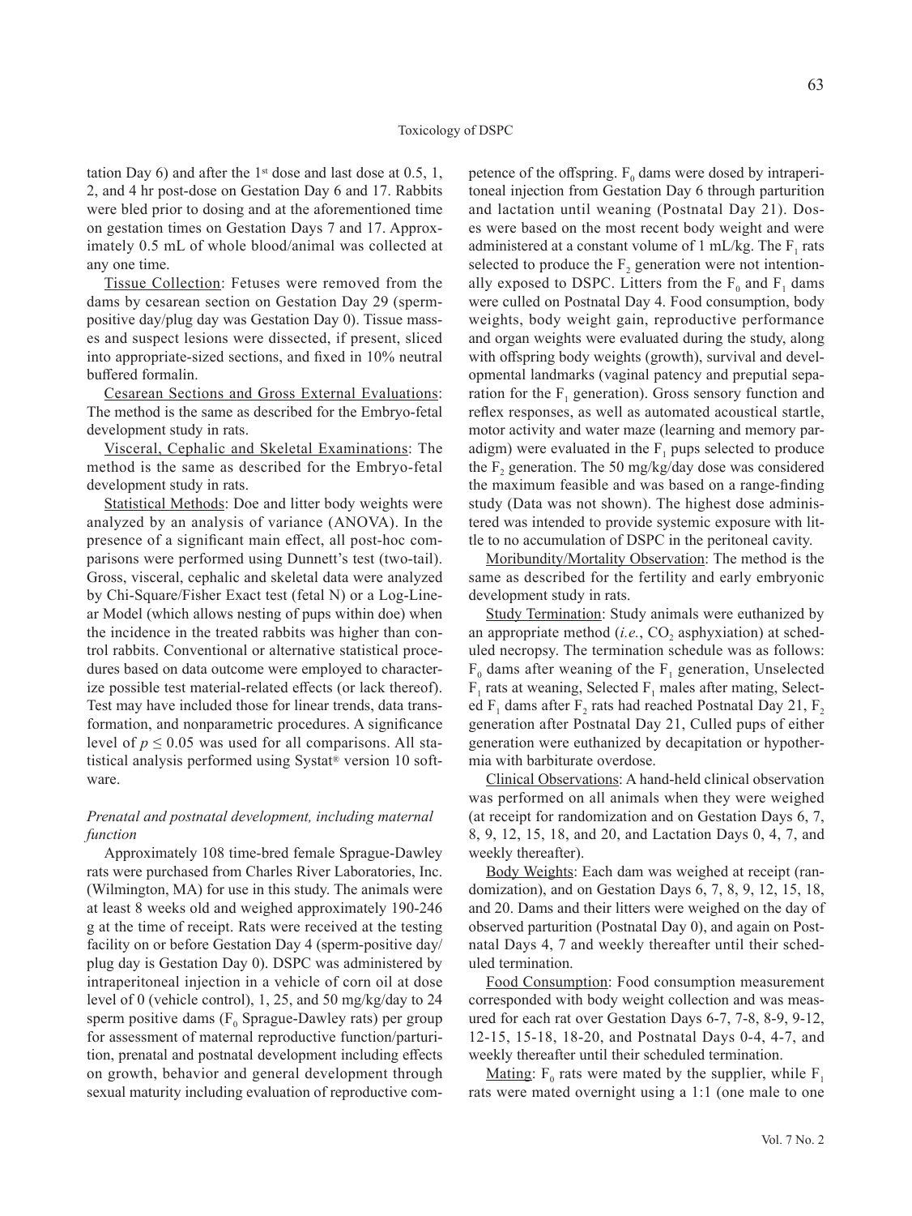tation Day 6) and after the 1st dose and last dose at 0.5, 1, 2, and 4 hr post-dose on Gestation Day 6 and 17. Rabbits were bled prior to dosing and at the aforementioned time on gestation times on Gestation Days 7 and 17. Approximately 0.5 mL of whole blood/animal was collected at any one time.

Tissue Collection: Fetuses were removed from the dams by cesarean section on Gestation Day 29 (sperm-positive day/plug day was Gestation Day 0). Tissue masses and suspect lesions were dissected, if present, sliced into appropriate-sized sections, and fixed in 10% neutral buffered formalin.

Cesarean Sections and Gross External Evaluations: The method is the same as described for the Embryo-fetal development study in rats.

Visceral, Cephalic and Skeletal Examinations: The method is the same as described for the Embryo-fetal development study in rats.

Statistical Methods: Doe and litter body weights were analyzed by an analysis of variance (ANOVA). In the presence of a significant main effect, all post-hoc comparisons were performed using Dunnett's test (two-tail). Gross, visceral, cephalic and skeletal data were analyzed by Chi-Square/Fisher Exact test (fetal N) or a Log-Linear Model (which allows nesting of pups within doe) when the incidence in the treated rabbits was higher than control rabbits. Conventional or alternative statistical procedures based on data outcome were employed to characterize possible test material-related effects (or lack thereof). Test may have included those for linear trends, data transformation, and nonparametric procedures. A significance level of $p \leq 0.05$ was used for all comparisons. All statistical analysis performed using Systat® version 10 software.

*Prenatal and postnatal development, including maternal function*

Approximately 108 time-bred female Sprague-Dawley rats were purchased from Charles River Laboratories, Inc. (Wilmington, MA) for use in this study. The animals were at least 8 weeks old and weighed approximately 190-246 g at the time of receipt. Rats were received at the testing facility on or before Gestation Day 4 (sperm-positive day/plug day is Gestation Day 0). DSPC was administered by intraperitoneal injection in a vehicle of corn oil at dose level of 0 (vehicle control), 1, 25, and 50 mg/kg/day to 24 sperm positive dams ($F_0$ Sprague-Dawley rats) per group for assessment of maternal reproductive function/parturition, prenatal and postnatal development including effects on growth, behavior and general development through sexual maturity including evaluation of reproductive competence of the offspring. $F_0$ dams were dosed by intraperitoneal injection from Gestation Day 6 through parturition and lactation until weaning (Postnatal Day 21). Doses were based on the most recent body weight and were administered at a constant volume of 1 mL/kg. The $F_1$ rats selected to produce the $F_2$ generation were not intentionally exposed to DSPC. Litters from the $F_0$ and $F_1$ dams were culled on Postnatal Day 4. Food consumption, body weights, body weight gain, reproductive performance and organ weights were evaluated during the study, along with offspring body weights (growth), survival and developmental landmarks (vaginal patency and preputial separation for the $F_1$ generation). Gross sensory function and reflex responses, as well as automated acoustical startle, motor activity and water maze (learning and memory paradigm) were evaluated in the $F_1$ pups selected to produce the $F_2$ generation. The 50 mg/kg/day dose was considered the maximum feasible and was based on a range-finding study (Data was not shown). The highest dose administered was intended to provide systemic exposure with little to no accumulation of DSPC in the peritoneal cavity.

Moribundity/Mortality Observation: The method is the same as described for the fertility and early embryonic development study in rats.

Study Termination: Study animals were euthanized by an appropriate method (*i.e.*, $CO_2$ asphyxiation) at scheduled necropsy. The termination schedule was as follows: $F_0$ dams after weaning of the $F_1$ generation, Unselected $F_1$ rats at weaning, Selected $F_1$ males after mating, Selected $F_1$ dams after $F_2$ rats had reached Postnatal Day 21, $F_2$ generation after Postnatal Day 21, Culled pups of either generation were euthanized by decapitation or hypothermia with barbiturate overdose.

Clinical Observations: A hand-held clinical observation was performed on all animals when they were weighed (at receipt for randomization and on Gestation Days 6, 7, 8, 9, 12, 15, 18, and 20, and Lactation Days 0, 4, 7, and weekly thereafter).

Body Weights: Each dam was weighed at receipt (randomization), and on Gestation Days 6, 7, 8, 9, 12, 15, 18, and 20. Dams and their litters were weighed on the day of observed parturition (Postnatal Day 0), and again on Postnatal Days 4, 7 and weekly thereafter until their scheduled termination.

Food Consumption: Food consumption measurement corresponded with body weight collection and was measured for each rat over Gestation Days 6-7, 7-8, 8-9, 9-12, 12-15, 15-18, 18-20, and Postnatal Days 0-4, 4-7, and weekly thereafter until their scheduled termination.

Mating: $F_0$ rats were mated by the supplier, while $F_1$ rats were mated overnight using a 1:1 (one male to one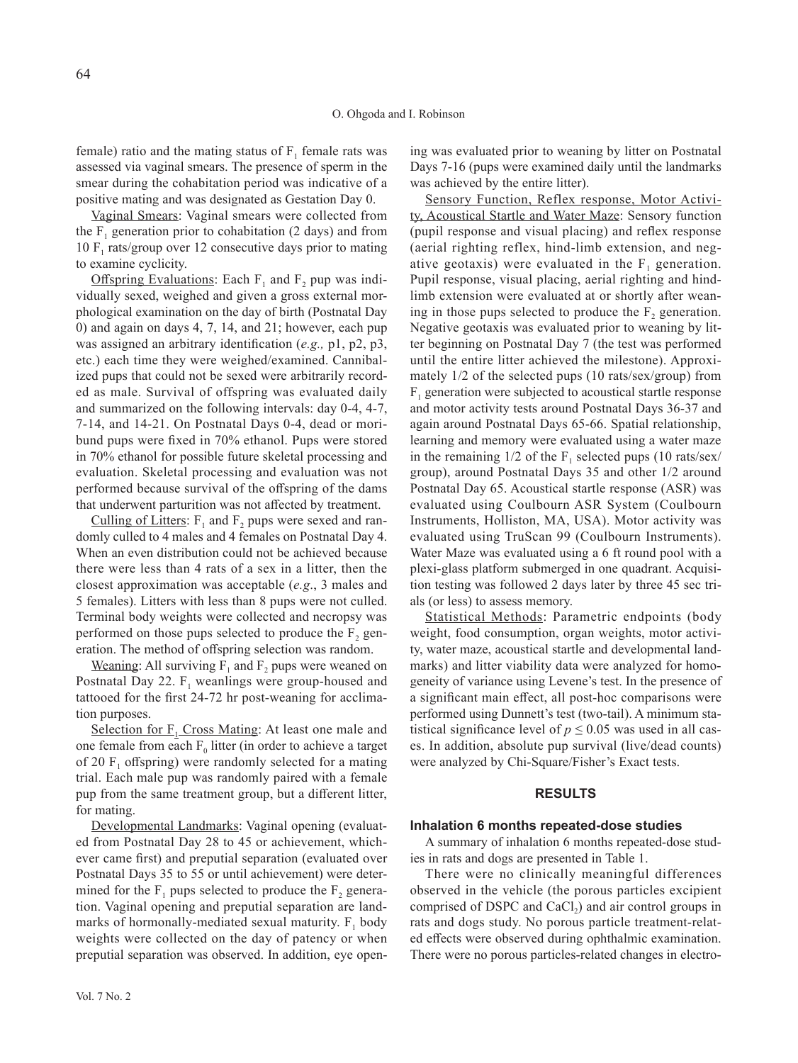female) ratio and the mating status of $F_1$ female rats was assessed via vaginal smears. The presence of sperm in the smear during the cohabitation period was indicative of a positive mating and was designated as Gestation Day 0.

Vaginal Smears: Vaginal smears were collected from the $F_1$ generation prior to cohabitation (2 days) and from 10 $F_1$ rats/group over 12 consecutive days prior to mating to examine cyclicity.

Offspring Evaluations: Each $F_1$ and $F_2$ pup was individually sexed, weighed and given a gross external morphological examination on the day of birth (Postnatal Day 0) and again on days 4, 7, 14, and 21; however, each pup was assigned an arbitrary identification (*e.g.,* p1, p2, p3, etc.) each time they were weighed/examined. Cannibalized pups that could not be sexed were arbitrarily recorded as male. Survival of offspring was evaluated daily and summarized on the following intervals: day 0-4, 4-7, 7-14, and 14-21. On Postnatal Days 0-4, dead or moribund pups were fixed in 70% ethanol. Pups were stored in 70% ethanol for possible future skeletal processing and evaluation. Skeletal processing and evaluation was not performed because survival of the offspring of the dams that underwent parturition was not affected by treatment.

Culling of Litters: $F_1$ and $F_2$ pups were sexed and randomly culled to 4 males and 4 females on Postnatal Day 4. When an even distribution could not be achieved because there were less than 4 rats of a sex in a litter, then the closest approximation was acceptable (*e.g.*, 3 males and 5 females). Litters with less than 8 pups were not culled. Terminal body weights were collected and necropsy was performed on those pups selected to produce the $F_2$ generation. The method of offspring selection was random.

Weaning: All surviving $F_1$ and $F_2$ pups were weaned on Postnatal Day 22. $F_1$ weanlings were group-housed and tattooed for the first 24-72 hr post-weaning for acclimation purposes.

Selection for $F_1$ Cross Mating: At least one male and one female from each $F_0$ litter (in order to achieve a target of 20 $F_1$ offspring) were randomly selected for a mating trial. Each male pup was randomly paired with a female pup from the same treatment group, but a different litter, for mating.

Developmental Landmarks: Vaginal opening (evaluated from Postnatal Day 28 to 45 or achievement, whichever came first) and preputial separation (evaluated over Postnatal Days 35 to 55 or until achievement) were determined for the $F_1$ pups selected to produce the $F_2$ generation. Vaginal opening and preputial separation are landmarks of hormonally-mediated sexual maturity. $F_1$ body weights were collected on the day of patency or when preputial separation was observed. In addition, eye opening was evaluated prior to weaning by litter on Postnatal Days 7-16 (pups were examined daily until the landmarks was achieved by the entire litter).

Sensory Function, Reflex response, Motor Activity, Acoustical Startle and Water Maze: Sensory function (pupil response and visual placing) and reflex response (aerial righting reflex, hind-limb extension, and negative geotaxis) were evaluated in the $F_1$ generation. Pupil response, visual placing, aerial righting and hind-limb extension were evaluated at or shortly after weaning in those pups selected to produce the $F_2$ generation. Negative geotaxis was evaluated prior to weaning by litter beginning on Postnatal Day 7 (the test was performed until the entire litter achieved the milestone). Approximately 1/2 of the selected pups (10 rats/sex/group) from $F_1$ generation were subjected to acoustical startle response and motor activity tests around Postnatal Days 36-37 and again around Postnatal Days 65-66. Spatial relationship, learning and memory were evaluated using a water maze in the remaining 1/2 of the $F_1$ selected pups (10 rats/sex/group), around Postnatal Days 35 and other 1/2 around Postnatal Day 65. Acoustical startle response (ASR) was evaluated using Coulbourn ASR System (Coulbourn Instruments, Holliston, MA, USA). Motor activity was evaluated using TruScan 99 (Coulbourn Instruments). Water Maze was evaluated using a 6 ft round pool with a plexi-glass platform submerged in one quadrant. Acquisition testing was followed 2 days later by three 45 sec trials (or less) to assess memory.

Statistical Methods: Parametric endpoints (body weight, food consumption, organ weights, motor activity, water maze, acoustical startle and developmental landmarks) and litter viability data were analyzed for homogeneity of variance using Levene's test. In the presence of a significant main effect, all post-hoc comparisons were performed using Dunnett's test (two-tail). A minimum statistical significance level of $p \leq 0.05$ was used in all cases. In addition, absolute pup survival (live/dead counts) were analyzed by Chi-Square/Fisher's Exact tests.

## RESULTS

### Inhalation 6 months repeated-dose studies

A summary of inhalation 6 months repeated-dose studies in rats and dogs are presented in Table 1.

There were no clinically meaningful differences observed in the vehicle (the porous particles excipient comprised of DSPC and $CaCl_2$) and air control groups in rats and dogs study. No porous particle treatment-related effects were observed during ophthalmic examination. There were no porous particles-related changes in electro-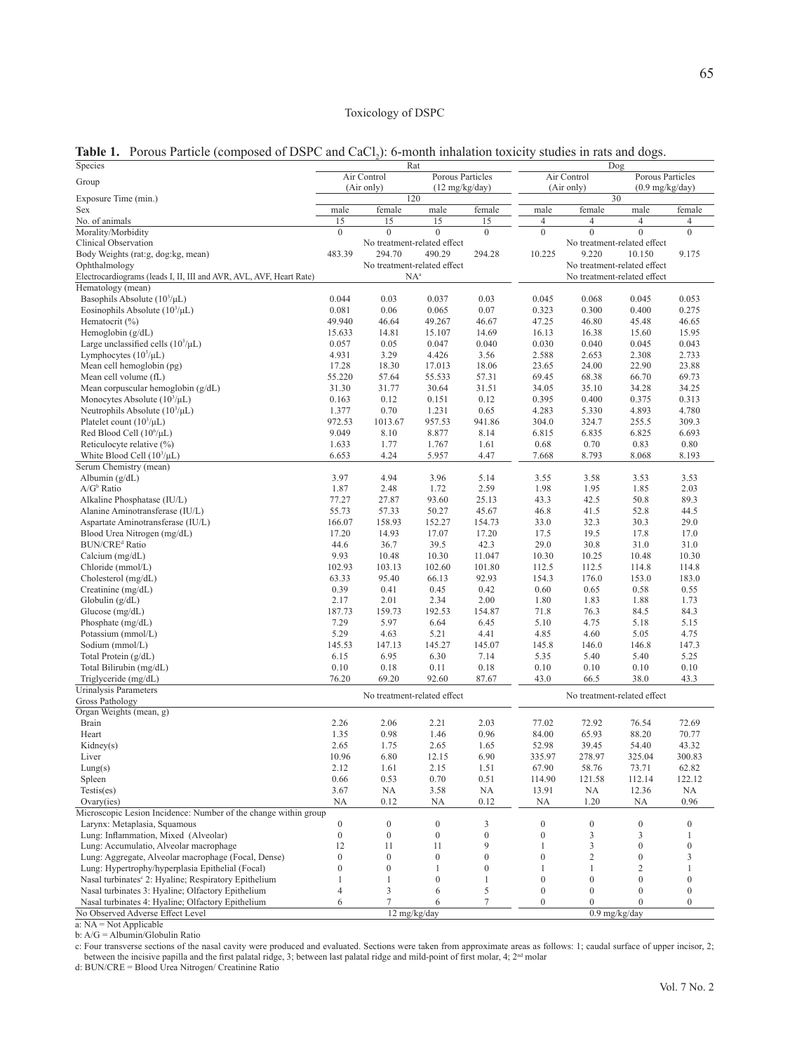**Table 1.** Porous Particle (composed of DSPC and $CaCl_2$): 6-month inhalation toxicity studies in rats and dogs.

| Species | Rat | | | | Dog | | | |
|---|---|---|---|---|---|---|---|---|
| Group | Air Control (Air only) | | Porous Particles (12 mg/kg/day) | | Air Control (Air only) | | Porous Particles (0.9 mg/kg/day) | |
| Exposure Time (min.) | 120 | | | | 30 | | | |
| Sex | male | female | male | female | male | female | male | female |
| No. of animals | 15 | 15 | 15 | 15 | 4 | 4 | 4 | 4 |
| Morality/Morbidity | 0 | 0 | 0 | 0 | 0 | 0 | 0 | 0 |
| Clinical Observation | No treatment-related effect | | | | No treatment-related effect | | | |
| Body Weights (rat:g, dog:kg, mean) | 483.39 | 294.70 | 490.29 | 294.28 | 10.225 | 9.220 | 10.150 | 9.175 |
| Ophthalmology | No treatment-related effect | | | | No treatment-related effect | | | |
| Electrocardiograms (leads I, II, III and AVR, AVL, AVF, Heart Rate) | NA[a] | | | | No treatment-related effect | | | |
| **Hematology (mean)** | | | | | | | | |
| Basophils Absolute ($10^3$/μL) | 0.044 | 0.03 | 0.037 | 0.03 | 0.045 | 0.068 | 0.045 | 0.053 |
| Eosinophils Absolute ($10^3$/μL) | 0.081 | 0.06 | 0.065 | 0.07 | 0.323 | 0.300 | 0.400 | 0.275 |
| Hematocrit (%) | 49.940 | 46.64 | 49.267 | 46.67 | 47.25 | 46.80 | 45.48 | 46.65 |
| Hemoglobin (g/dL) | 15.633 | 14.81 | 15.107 | 14.69 | 16.13 | 16.38 | 15.60 | 15.95 |
| Large unclassified cells ($10^3$/μL) | 0.057 | 0.05 | 0.047 | 0.040 | 0.030 | 0.040 | 0.045 | 0.043 |
| Lymphocytes ($10^3$/μL) | 4.931 | 3.29 | 4.426 | 3.56 | 2.588 | 2.653 | 2.308 | 2.733 |
| Mean cell hemoglobin (pg) | 17.28 | 18.30 | 17.013 | 18.06 | 23.65 | 24.00 | 22.90 | 23.88 |
| Mean cell volume (fL) | 55.220 | 57.64 | 55.533 | 57.31 | 69.45 | 68.38 | 66.70 | 69.73 |
| Mean corpuscular hemoglobin (g/dL) | 31.30 | 31.77 | 30.64 | 31.51 | 34.05 | 35.10 | 34.28 | 34.25 |
| Monocytes Absolute ($10^3$/μL) | 0.163 | 0.12 | 0.151 | 0.12 | 0.395 | 0.400 | 0.375 | 0.313 |
| Neutrophils Absolute ($10^3$/μL) | 1.377 | 0.70 | 1.231 | 0.65 | 4.283 | 5.330 | 4.893 | 4.780 |
| Platelet count ($10^3$/μL) | 972.53 | 1013.67 | 957.53 | 941.86 | 304.0 | 324.7 | 255.5 | 309.3 |
| Red Blood Cell ($10^6$/μL) | 9.049 | 8.10 | 8.877 | 8.14 | 6.815 | 6.835 | 6.825 | 6.693 |
| Reticulocyte relative (%) | 1.633 | 1.77 | 1.767 | 1.61 | 0.68 | 0.70 | 0.83 | 0.80 |
| White Blood Cell ($10^3$/μL) | 6.653 | 4.24 | 5.957 | 4.47 | 7.668 | 8.793 | 8.068 | 8.193 |
| **Serum Chemistry (mean)** | | | | | | | | |
| Albumin (g/dL) | 3.97 | 4.94 | 3.96 | 5.14 | 3.55 | 3.58 | 3.53 | 3.53 |
| A/G[b] Ratio | 1.87 | 2.48 | 1.72 | 2.59 | 1.98 | 1.95 | 1.85 | 2.03 |
| Alkaline Phosphatase (IU/L) | 77.27 | 27.87 | 93.60 | 25.13 | 43.3 | 42.5 | 50.8 | 89.3 |
| Alanine Aminotransferase (IU/L) | 55.73 | 57.33 | 50.27 | 45.67 | 46.8 | 41.5 | 52.8 | 44.5 |
| Aspartate Aminotransferase (IU/L) | 166.07 | 158.93 | 152.27 | 154.73 | 33.0 | 32.3 | 30.3 | 29.0 |
| Blood Urea Nitrogen (mg/dL) | 17.20 | 14.93 | 17.07 | 17.20 | 17.5 | 19.5 | 17.8 | 17.0 |
| BUN/CRE[d] Ratio | 44.6 | 36.7 | 39.5 | 42.3 | 29.0 | 30.8 | 31.0 | 31.0 |
| Calcium (mg/dL) | 9.93 | 10.48 | 10.30 | 11.047 | 10.30 | 10.25 | 10.48 | 10.30 |
| Chloride (mmol/L) | 102.93 | 103.13 | 102.60 | 101.80 | 112.5 | 112.5 | 114.8 | 114.8 |
| Cholesterol (mg/dL) | 63.33 | 95.40 | 66.13 | 92.93 | 154.3 | 176.0 | 153.0 | 183.0 |
| Creatinine (mg/dL) | 0.39 | 0.41 | 0.45 | 0.42 | 0.60 | 0.65 | 0.58 | 0.55 |
| Globulin (g/dL) | 2.17 | 2.01 | 2.34 | 2.00 | 1.80 | 1.83 | 1.88 | 1.73 |
| Glucose (mg/dL) | 187.73 | 159.73 | 192.53 | 154.87 | 71.8 | 76.3 | 84.5 | 84.3 |
| Phosphate (mg/dL) | 7.29 | 5.97 | 6.64 | 6.45 | 5.10 | 4.75 | 5.18 | 5.15 |
| Potassium (mmol/L) | 5.29 | 4.63 | 5.21 | 4.41 | 4.85 | 4.60 | 5.05 | 4.75 |
| Sodium (mmol/L) | 145.53 | 147.13 | 145.27 | 145.07 | 145.8 | 146.0 | 146.8 | 147.3 |
| Total Protein (g/dL) | 6.15 | 6.95 | 6.30 | 7.14 | 5.35 | 5.40 | 5.40 | 5.25 |
| Total Bilirubin (mg/dL) | 0.10 | 0.18 | 0.11 | 0.18 | 0.10 | 0.10 | 0.10 | 0.10 |
| Triglyceride (mg/dL) | 76.20 | 69.20 | 92.60 | 87.67 | 43.0 | 66.5 | 38.0 | 43.3 |
| Urinalysis Parameters<br>Gross Pathology | No treatment-related effect | | | | No treatment-related effect | | | |
| **Organ Weights (mean, g)** | | | | | | | | |
| Brain | 2.26 | 2.06 | 2.21 | 2.03 | 77.02 | 72.92 | 76.54 | 72.69 |
| Heart | 1.35 | 0.98 | 1.46 | 0.96 | 84.00 | 65.93 | 88.20 | 70.77 |
| Kidney(s) | 2.65 | 1.75 | 2.65 | 1.65 | 52.98 | 39.45 | 54.40 | 43.32 |
| Liver | 10.96 | 6.80 | 12.15 | 6.90 | 335.97 | 278.97 | 325.04 | 300.83 |
| Lung(s) | 2.12 | 1.61 | 2.15 | 1.51 | 67.90 | 58.76 | 73.71 | 62.82 |
| Spleen | 0.66 | 0.53 | 0.70 | 0.51 | 114.90 | 121.58 | 112.14 | 122.12 |
| Testis(es) | 3.67 | NA | 3.58 | NA | 13.91 | NA | 12.36 | NA |
| Ovary(ies) | NA | 0.12 | NA | 0.12 | NA | 1.20 | NA | 0.96 |
| **Microscopic Lesion Incidence: Number of the change within group** | | | | | | | | |
| Larynx: Metaplasia, Squamous | 0 | 0 | 0 | 3 | 0 | 0 | 0 | 0 |
| Lung: Inflammation, Mixed (Alveolar) | 0 | 0 | 0 | 0 | 0 | 3 | 3 | 1 |
| Lung: Accumulatio, Alveolar macrophage | 12 | 11 | 11 | 9 | 1 | 3 | 0 | 0 |
| Lung: Aggregate, Alveolar macrophage (Focal, Dense) | 0 | 0 | 0 | 0 | 0 | 2 | 0 | 3 |
| Lung: Hypertrophy/hyperplasia Epithelial (Focal) | 0 | 0 | 1 | 0 | 1 | 1 | 2 | 1 |
| Nasal turbinates[c] 2: Hyaline; Respiratory Epithelium | 1 | 1 | 0 | 1 | 0 | 0 | 0 | 0 |
| Nasal turbinates 3: Hyaline; Olfactory Epithelium | 4 | 3 | 6 | 5 | 0 | 0 | 0 | 0 |
| Nasal turbinates 4: Hyaline; Olfactory Epithelium | 6 | 7 | 6 | 7 | 0 | 0 | 0 | 0 |
| No Observed Adverse Effect Level | 12 mg/kg/day | | | | 0.9 mg/kg/day | | | |

a: NA = Not Applicable

b: A/G = Albumin/Globulin Ratio

c: Four transverse sections of the nasal cavity were produced and evaluated. Sections were taken from approximate areas as follows: 1; caudal surface of upper incisor, 2; between the incisive papilla and the first palatal ridge, 3; between last palatal ridge and mild-point of first molar, 4; 2[nd] molar

d: BUN/CRE = Blood Urea Nitrogen/ Creatinine Ratio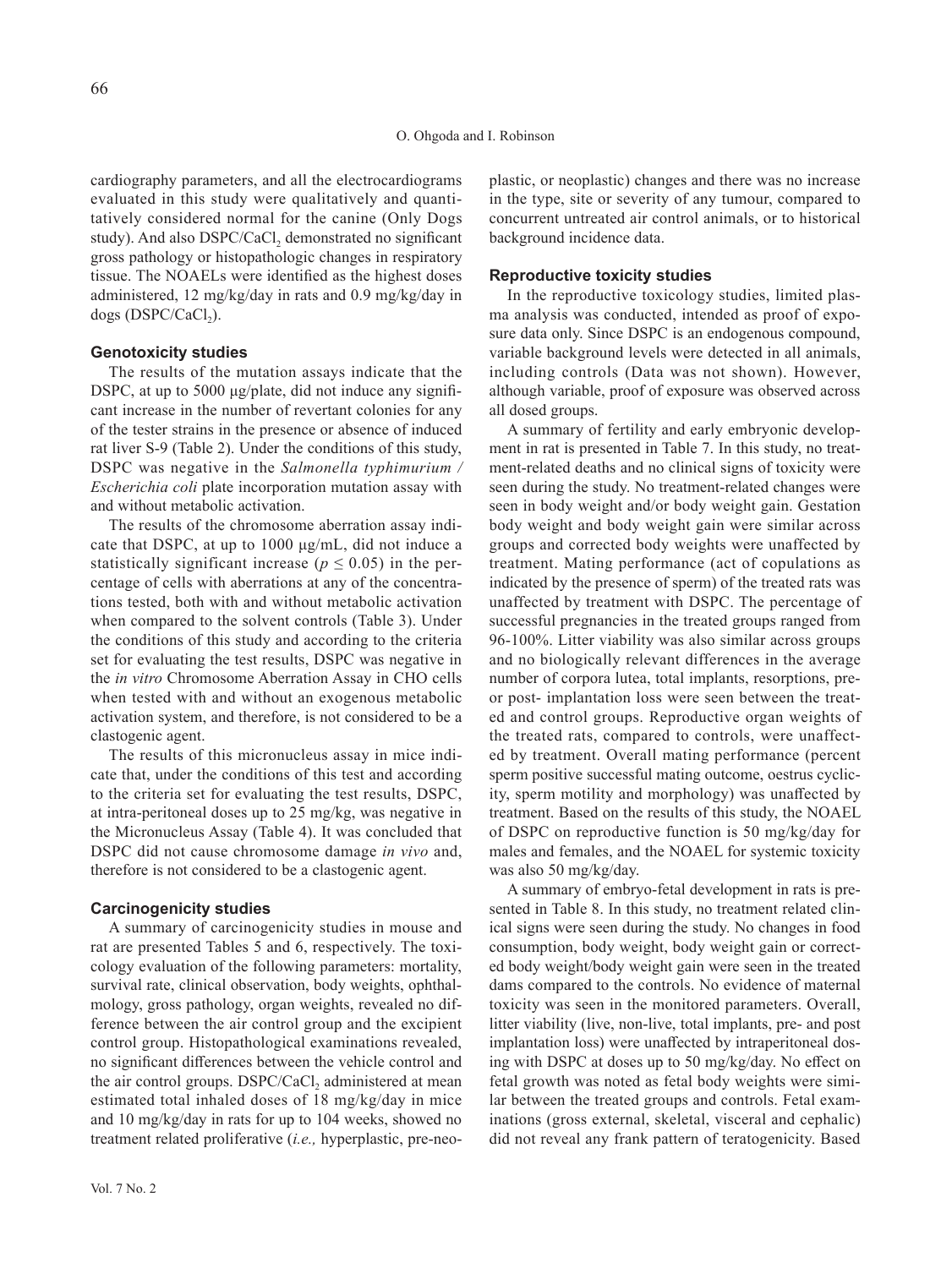cardiography parameters, and all the electrocardiograms evaluated in this study were qualitatively and quantitatively considered normal for the canine (Only Dogs study). And also DSPC/$CaCl_2$ demonstrated no significant gross pathology or histopathologic changes in respiratory tissue. The NOAELs were identified as the highest doses administered, 12 mg/kg/day in rats and 0.9 mg/kg/day in dogs (DSPC/$CaCl_2$).

### Genotoxicity studies

The results of the mutation assays indicate that the DSPC, at up to 5000 µg/plate, did not induce any significant increase in the number of revertant colonies for any of the tester strains in the presence or absence of induced rat liver S-9 (Table 2). Under the conditions of this study, DSPC was negative in the *Salmonella typhimurium / Escherichia coli* plate incorporation mutation assay with and without metabolic activation.

The results of the chromosome aberration assay indicate that DSPC, at up to 1000 µg/mL, did not induce a statistically significant increase ($p \leq 0.05$) in the percentage of cells with aberrations at any of the concentrations tested, both with and without metabolic activation when compared to the solvent controls (Table 3). Under the conditions of this study and according to the criteria set for evaluating the test results, DSPC was negative in the *in vitro* Chromosome Aberration Assay in CHO cells when tested with and without an exogenous metabolic activation system, and therefore, is not considered to be a clastogenic agent.

The results of this micronucleus assay in mice indicate that, under the conditions of this test and according to the criteria set for evaluating the test results, DSPC, at intra-peritoneal doses up to 25 mg/kg, was negative in the Micronucleus Assay (Table 4). It was concluded that DSPC did not cause chromosome damage *in vivo* and, therefore is not considered to be a clastogenic agent.

### Carcinogenicity studies

A summary of carcinogenicity studies in mouse and rat are presented Tables 5 and 6, respectively. The toxicology evaluation of the following parameters: mortality, survival rate, clinical observation, body weights, ophthalmology, gross pathology, organ weights, revealed no difference between the air control group and the excipient control group. Histopathological examinations revealed, no significant differences between the vehicle control and the air control groups. DSPC/$CaCl_2$ administered at mean estimated total inhaled doses of 18 mg/kg/day in mice and 10 mg/kg/day in rats for up to 104 weeks, showed no treatment related proliferative (*i.e.,* hyperplastic, pre-neoplastic, or neoplastic) changes and there was no increase in the type, site or severity of any tumour, compared to concurrent untreated air control animals, or to historical background incidence data.

### Reproductive toxicity studies

In the reproductive toxicology studies, limited plasma analysis was conducted, intended as proof of exposure data only. Since DSPC is an endogenous compound, variable background levels were detected in all animals, including controls (Data was not shown). However, although variable, proof of exposure was observed across all dosed groups.

A summary of fertility and early embryonic development in rat is presented in Table 7. In this study, no treatment-related deaths and no clinical signs of toxicity were seen during the study. No treatment-related changes were seen in body weight and/or body weight gain. Gestation body weight and body weight gain were similar across groups and corrected body weights were unaffected by treatment. Mating performance (act of copulations as indicated by the presence of sperm) of the treated rats was unaffected by treatment with DSPC. The percentage of successful pregnancies in the treated groups ranged from 96-100%. Litter viability was also similar across groups and no biologically relevant differences in the average number of corpora lutea, total implants, resorptions, pre- or post- implantation loss were seen between the treated and control groups. Reproductive organ weights of the treated rats, compared to controls, were unaffected by treatment. Overall mating performance (percent sperm positive successful mating outcome, oestrus cyclicity, sperm motility and morphology) was unaffected by treatment. Based on the results of this study, the NOAEL of DSPC on reproductive function is 50 mg/kg/day for males and females, and the NOAEL for systemic toxicity was also 50 mg/kg/day.

A summary of embryo-fetal development in rats is presented in Table 8. In this study, no treatment related clinical signs were seen during the study. No changes in food consumption, body weight, body weight gain or corrected body weight/body weight gain were seen in the treated dams compared to the controls. No evidence of maternal toxicity was seen in the monitored parameters. Overall, litter viability (live, non-live, total implants, pre- and post implantation loss) were unaffected by intraperitoneal dosing with DSPC at doses up to 50 mg/kg/day. No effect on fetal growth was noted as fetal body weights were similar between the treated groups and controls. Fetal examinations (gross external, skeletal, visceral and cephalic) did not reveal any frank pattern of teratogenicity. Based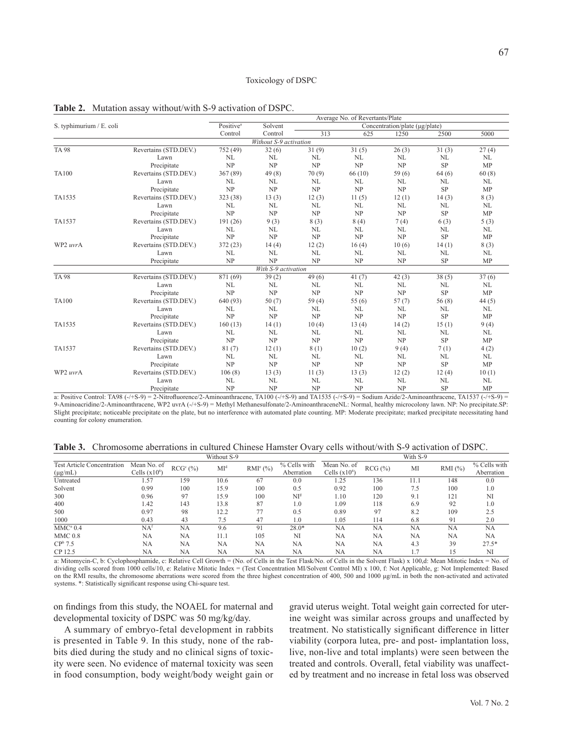**Table 2.** Mutation assay without/with S-9 activation of DSPC.

| S. typhimurium / E. coli | | Positive[a] Control | Solvent Control | Average No. of Revertants/Plate Concentration/plate (µg/plate) 313 | 625 | 1250 | 2500 | 5000 |
|---|---|---|---|---|---|---|---|---|
| *Without S-9 activation* | | | | | | | | |
| TA 98 | Revertains (STD.DEV.) | 752 (49) | 32 (6) | 31 (9) | 31 (5) | 26 (3) | 31 (3) | 27 (4) |
| | Lawn | NL | NL | NL | NL | NL | NL | NL |
| | Precipitate | NP | NP | NP | NP | NP | SP | MP |
| TA100 | Revertains (STD.DEV.) | 367 (89) | 49 (8) | 70 (9) | 66 (10) | 59 (6) | 64 (6) | 60 (8) |
| | Lawn | NL | NL | NL | NL | NL | NL | NL |
| | Precipitate | NP | NP | NP | NP | NP | SP | MP |
| TA1535 | Revertains (STD.DEV.) | 323 (38) | 13 (3) | 12 (3) | 11 (5) | 12 (1) | 14 (3) | 8 (3) |
| | Lawn | NL | NL | NL | NL | NL | NL | NL |
| | Precipitate | NP | NP | NP | NP | NP | SP | MP |
| TA1537 | Revertains (STD.DEV.) | 191 (26) | 9 (3) | 8 (3) | 8 (4) | 7 (4) | 6 (3) | 5 (3) |
| | Lawn | NL | NL | NL | NL | NL | NL | NL |
| | Precipitate | NP | NP | NP | NP | NP | SP | MP |
| WP2 *uvr*A | Revertains (STD.DEV.) | 372 (23) | 14 (4) | 12 (2) | 16 (4) | 10 (6) | 14 (1) | 8 (3) |
| | Lawn | NL | NL | NL | NL | NL | NL | NL |
| | Precipitate | NP | NP | NP | NP | NP | SP | MP |
| *With S-9 activation* | | | | | | | | |
| TA 98 | Revertains (STD.DEV.) | 871 (69) | 39 (2) | 49 (6) | 41 (7) | 42 (3) | 38 (5) | 37 (6) |
| | Lawn | NL | NL | NL | NL | NL | NL | NL |
| | Precipitate | NP | NP | NP | NP | NP | SP | MP |
| TA100 | Revertains (STD.DEV.) | 640 (93) | 50 (7) | 59 (4) | 55 (6) | 57 (7) | 56 (8) | 44 (5) |
| | Lawn | NL | NL | NL | NL | NL | NL | NL |
| | Precipitate | NP | NP | NP | NP | NP | SP | MP |
| TA1535 | Revertains (STD.DEV.) | 160 (13) | 14 (1) | 10 (4) | 13 (4) | 14 (2) | 15 (1) | 9 (4) |
| | Lawn | NL | NL | NL | NL | NL | NL | NL |
| | Precipitate | NP | NP | NP | NP | NP | SP | MP |
| TA1537 | Revertains (STD.DEV.) | 81 (7) | 12 (1) | 8 (1) | 10 (2) | 9 (4) | 7 (1) | 4 (2) |
| | Lawn | NL | NL | NL | NL | NL | NL | NL |
| | Precipitate | NP | NP | NP | NP | NP | SP | MP |
| WP2 *uvr*A | Revertains (STD.DEV.) | 106 (8) | 13 (3) | 11 (3) | 13 (3) | 12 (2) | 12 (4) | 10 (1) |
| | Lawn | NL | NL | NL | NL | NL | NL | NL |
| | Precipitate | NP | NP | NP | NP | NP | SP | MP |

a: Positive Control: TA98 (-/+S-9) = 2-Nitrofluorence/2-Aminoanthracene, TA100 (-/+S-9) and TA1535 (-/+S-9) = Sodium Azide/2-Aminoanthracene, TA1537 (-/+S-9) = 9-Aminoacridine/2-Aminoanthracene, WP2 uvrA (-/+S-9) = Methyl Methanesulfonate/2-AminoanthraceneNL: Normal, healthy microcolony lawn. NP: No precipitate.SP: Slight precipitate; noticeable precipitate on the plate, but no interference with automated plate counting. MP: Moderate precipitate; marked precipitate necessitating hand counting for colony enumeration.

**Table 3.** Chromosome aberrations in cultured Chinese Hamster Ovary cells without/with S-9 activation of DSPC.

| Test Article Concentration (µg/mL) | Without S-9 Mean No. of Cells ($x10^6$) | RCG[c] (%) | MI[d] | RMI[e] (%) | % Cells with Aberration | With S-9 Mean No. of Cells ($x10^6$) | RCG (%) | MI | RMI (%) | % Cells with Aberration |
|---|---|---|---|---|---|---|---|---|---|---|
| Untreated | 1.57 | 159 | 10.6 | 67 | 0.0 | 1.25 | 136 | 11.1 | 148 | 0.0 |
| Solvent | 0.99 | 100 | 15.9 | 100 | 0.5 | 0.92 | 100 | 7.5 | 100 | 1.0 |
| 300 | 0.96 | 97 | 15.9 | 100 | NI[g] | 1.10 | 120 | 9.1 | 121 | NI |
| 400 | 1.42 | 143 | 13.8 | 87 | 1.0 | 1.09 | 118 | 6.9 | 92 | 1.0 |
| 500 | 0.97 | 98 | 12.2 | 77 | 0.5 | 0.89 | 97 | 8.2 | 109 | 2.5 |
| 1000 | 0.43 | 43 | 7.5 | 47 | 1.0 | 1.05 | 114 | 6.8 | 91 | 2.0 |
| MMC[a] 0.4 | NA[f] | NA | 9.6 | 91 | 28.0* | NA | NA | NA | NA | NA |
| MMC 0.8 | NA | NA | 11.1 | 105 | NI | NA | NA | NA | NA | NA |
| CP[b] 7.5 | NA | NA | NA | NA | NA | NA | NA | 4.3 | 39 | 27.5* |
| CP 12.5 | NA | NA | NA | NA | NA | NA | NA | 1.7 | 15 | NI |

a: Mitomycin-C, b: Cyclophosphamide, c: Relative Cell Growth = (No. of Cells in the Test Flask/No. of Cells in the Solvent Flask) x 100,d: Mean Mitotic Index = No. of dividing cells scored from 1000 cells/10, e: Relative Mitotic Index = (Test Concentration MI/Solvent Control MI) x 100, f: Not Applicable, g: Not Implemented: Based on the RMI results, the chromosome aberrations were scored from the three highest concentration of 400, 500 and 1000 µg/mL in both the non-activated and activated systems. *: Statistically significant response using Chi-square test.

on findings from this study, the NOAEL for maternal and developmental toxicity of DSPC was 50 mg/kg/day.

A summary of embryo-fetal development in rabbits is presented in Table 9. In this study, none of the rabbits died during the study and no clinical signs of toxicity were seen. No evidence of maternal toxicity was seen in food consumption, body weight/body weight gain or gravid uterus weight. Total weight gain corrected for uterine weight was similar across groups and unaffected by treatment. No statistically significant difference in litter viability (corpora lutea, pre- and post- implantation loss, live, non-live and total implants) were seen between the treated and controls. Overall, fetal viability was unaffected by treatment and no increase in fetal loss was observed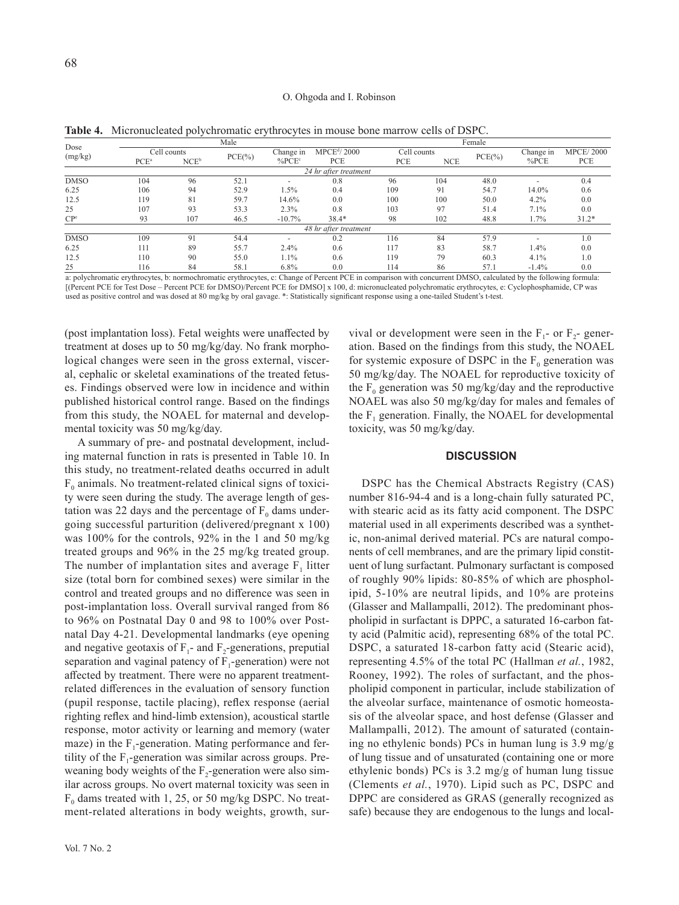**Table 4.** Micronucleated polychromatic erythrocytes in mouse bone marrow cells of DSPC.

| Dose (mg/kg) | Male | | | | | Female | | | | |
|---|---|---|---|---|---|---|---|---|---|---|
| | Cell counts | | PCE(%) | Change in %PCE[c] | MPCE[d]/ 2000 PCE | Cell counts | | PCE(%) | Change in %PCE | MPCE/ 2000 PCE |
| | PCE[a] | NCE[b] | | | | PCE | NCE | | | |
| *24 hr after treatment* | | | | | | | | | | |
| DMSO | 104 | 96 | 52.1 | - | 0.8 | 96 | 104 | 48.0 | - | 0.4 |
| 6.25 | 106 | 94 | 52.9 | 1.5% | 0.4 | 109 | 91 | 54.7 | 14.0% | 0.6 |
| 12.5 | 119 | 81 | 59.7 | 14.6% | 0.0 | 100 | 100 | 50.0 | 4.2% | 0.0 |
| 25 | 107 | 93 | 53.3 | 2.3% | 0.8 | 103 | 97 | 51.4 | 7.1% | 0.0 |
| CP[e] | 93 | 107 | 46.5 | -10.7% | 38.4* | 98 | 102 | 48.8 | 1.7% | 31.2* |
| *48 hr after treatment* | | | | | | | | | | |
| DMSO | 109 | 91 | 54.4 | - | 0.2 | 116 | 84 | 57.9 | - | 1.0 |
| 6.25 | 111 | 89 | 55.7 | 2.4% | 0.6 | 117 | 83 | 58.7 | 1.4% | 0.0 |
| 12.5 | 110 | 90 | 55.0 | 1.1% | 0.6 | 119 | 79 | 60.3 | 4.1% | 1.0 |
| 25 | 116 | 84 | 58.1 | 6.8% | 0.0 | 114 | 86 | 57.1 | -1.4% | 0.0 |

a: polychromatic erythrocytes, b: normochromatic erythrocytes, c: Change of Percent PCE in comparison with concurrent DMSO, calculated by the following formula: [(Percent PCE for Test Dose – Percent PCE for DMSO)/Percent PCE for DMSO] x 100, d: micronucleated polychromatic erythrocytes, e: Cyclophosphamide, CP was used as positive control and was dosed at 80 mg/kg by oral gavage. *: Statistically significant response using a one-tailed Student's t-test.

(post implantation loss). Fetal weights were unaffected by treatment at doses up to 50 mg/kg/day. No frank morphological changes were seen in the gross external, visceral, cephalic or skeletal examinations of the treated fetuses. Findings observed were low in incidence and within published historical control range. Based on the findings from this study, the NOAEL for maternal and developmental toxicity was 50 mg/kg/day.

A summary of pre- and postnatal development, including maternal function in rats is presented in Table 10. In this study, no treatment-related deaths occurred in adult $F_0$ animals. No treatment-related clinical signs of toxicity were seen during the study. The average length of gestation was 22 days and the percentage of $F_0$ dams undergoing successful parturition (delivered/pregnant x 100) was 100% for the controls, 92% in the 1 and 50 mg/kg treated groups and 96% in the 25 mg/kg treated group. The number of implantation sites and average $F_1$ litter size (total born for combined sexes) were similar in the control and treated groups and no difference was seen in post-implantation loss. Overall survival ranged from 86 to 96% on Postnatal Day 0 and 98 to 100% over Postnatal Day 4-21. Developmental landmarks (eye opening and negative geotaxis of $F_1$- and $F_2$-generations, preputial separation and vaginal patency of $F_1$-generation) were not affected by treatment. There were no apparent treatment-related differences in the evaluation of sensory function (pupil response, tactile placing), reflex response (aerial righting reflex and hind-limb extension), acoustical startle response, motor activity or learning and memory (water maze) in the $F_1$-generation. Mating performance and fertility of the $F_1$-generation was similar across groups. Pre-weaning body weights of the $F_2$-generation were also similar across groups. No overt maternal toxicity was seen in $F_0$ dams treated with 1, 25, or 50 mg/kg DSPC. No treatment-related alterations in body weights, growth, survival or development were seen in the $F_1$- or $F_2$- generation. Based on the findings from this study, the NOAEL for systemic exposure of DSPC in the $F_0$ generation was 50 mg/kg/day. The NOAEL for reproductive toxicity of the $F_0$ generation was 50 mg/kg/day and the reproductive NOAEL was also 50 mg/kg/day for males and females of the $F_1$ generation. Finally, the NOAEL for developmental toxicity, was 50 mg/kg/day.

## DISCUSSION

DSPC has the Chemical Abstracts Registry (CAS) number 816-94-4 and is a long-chain fully saturated PC, with stearic acid as its fatty acid component. The DSPC material used in all experiments described was a synthetic, non-animal derived material. PCs are natural components of cell membranes, and are the primary lipid constituent of lung surfactant. Pulmonary surfactant is composed of roughly 90% lipids: 80-85% of which are phospholipid, 5-10% are neutral lipids, and 10% are proteins (Glasser and Mallampalli, 2012). The predominant phospholipid in surfactant is DPPC, a saturated 16-carbon fatty acid (Palmitic acid), representing 68% of the total PC. DSPC, a saturated 18-carbon fatty acid (Stearic acid), representing 4.5% of the total PC (Hallman *et al.*, 1982, Rooney, 1992). The roles of surfactant, and the phospholipid component in particular, include stabilization of the alveolar surface, maintenance of osmotic homeostasis of the alveolar space, and host defense (Glasser and Mallampalli, 2012). The amount of saturated (containing no ethylenic bonds) PCs in human lung is 3.9 mg/g of lung tissue and of unsaturated (containing one or more ethylenic bonds) PCs is 3.2 mg/g of human lung tissue (Clements *et al.*, 1970). Lipid such as PC, DSPC and DPPC are considered as GRAS (generally recognized as safe) because they are endogenous to the lungs and local-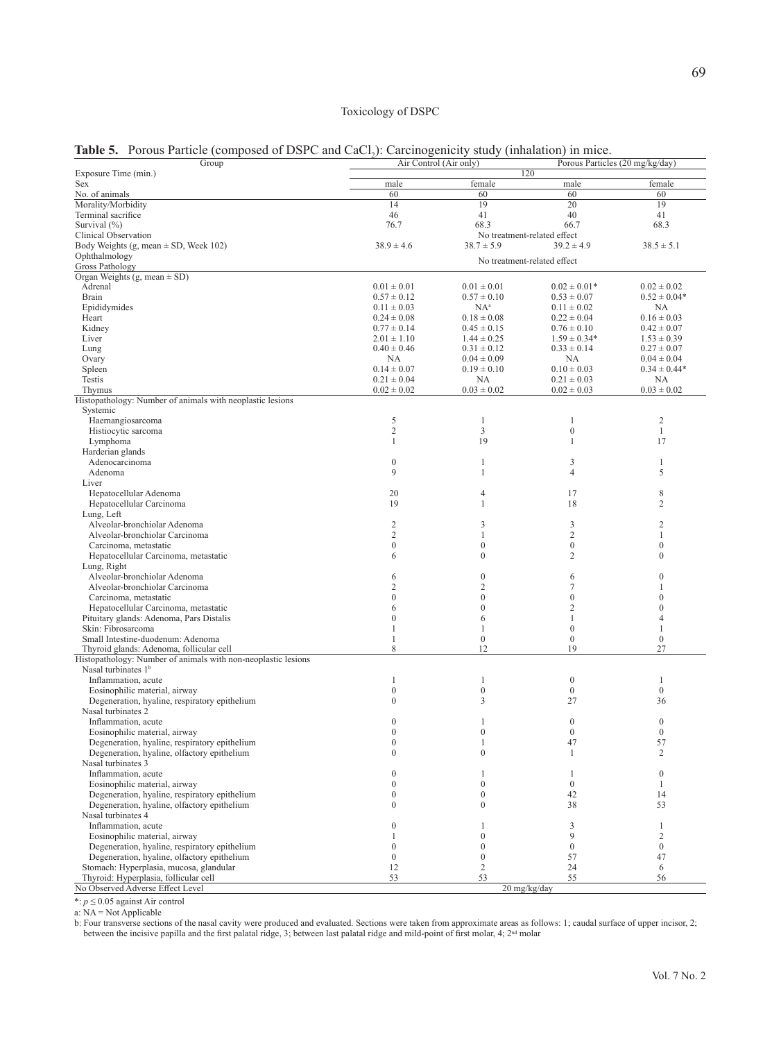**Table 5.** Porous Particle (composed of DSPC and $CaCl_2$): Carcinogenicity study (inhalation) in mice.

| Group | Air Control (Air only) | | Porous Particles (20 mg/kg/day) | |
|---|---|---|---|---|
| Exposure Time (min.) | 120 | | | |
| Sex | male | female | male | female |
| No. of animals | 60 | 60 | 60 | 60 |
| Morality/Morbidity | 14 | 19 | 20 | 19 |
| Terminal sacrifice | 46 | 41 | 40 | 41 |
| Survival (%) | 76.7 | 68.3 | 66.7 | 68.3 |
| Clinical Observation | No treatment-related effect | | | |
| Body Weights (g, mean ± SD, Week 102) | 38.9 ± 4.6 | 38.7 ± 5.9 | 39.2 ± 4.9 | 38.5 ± 5.1 |
| Ophthalmology<br>Gross Pathology | No treatment-related effect | | | |
| Organ Weights (g, mean ± SD) | | | | |
| Adrenal | 0.01 ± 0.01 | 0.01 ± 0.01 | 0.02 ± 0.01* | 0.02 ± 0.02 |
| Brain | 0.57 ± 0.12 | 0.57 ± 0.10 | 0.53 ± 0.07 | 0.52 ± 0.04* |
| Epididymides | 0.11 ± 0.03 | NA[a] | 0.11 ± 0.02 | NA |
| Heart | 0.24 ± 0.08 | 0.18 ± 0.08 | 0.22 ± 0.04 | 0.16 ± 0.03 |
| Kidney | 0.77 ± 0.14 | 0.45 ± 0.15 | 0.76 ± 0.10 | 0.42 ± 0.07 |
| Liver | 2.01 ± 1.10 | 1.44 ± 0.25 | 1.59 ± 0.34* | 1.53 ± 0.39 |
| Lung | 0.40 ± 0.46 | 0.31 ± 0.12 | 0.33 ± 0.14 | 0.27 ± 0.07 |
| Ovary | NA | 0.04 ± 0.09 | NA | 0.04 ± 0.04 |
| Spleen | 0.14 ± 0.07 | 0.19 ± 0.10 | 0.10 ± 0.03 | 0.34 ± 0.44* |
| Testis | 0.21 ± 0.04 | NA | 0.21 ± 0.03 | NA |
| Thymus | 0.02 ± 0.02 | 0.03 ± 0.02 | 0.02 ± 0.03 | 0.03 ± 0.02 |
| Histopathology: Number of animals with neoplastic lesions | | | | |
| Systemic | | | | |
| Haemangiosarcoma | 5 | 1 | 1 | 2 |
| Histiocytic sarcoma | 2 | 3 | 0 | 1 |
| Lymphoma | 1 | 19 | 1 | 17 |
| Harderian glands | | | | |
| Adenocarcinoma | 0 | 1 | 3 | 1 |
| Adenoma | 9 | 1 | 4 | 5 |
| Liver | | | | |
| Hepatocellular Adenoma | 20 | 4 | 17 | 8 |
| Hepatocellular Carcinoma | 19 | 1 | 18 | 2 |
| Lung, Left | | | | |
| Alveolar-bronchiolar Adenoma | 2 | 3 | 3 | 2 |
| Alveolar-bronchiolar Carcinoma | 2 | 1 | 2 | 1 |
| Carcinoma, metastatic | 0 | 0 | 0 | 0 |
| Hepatocellular Carcinoma, metastatic | 6 | 0 | 2 | 0 |
| Lung, Right | | | | |
| Alveolar-bronchiolar Adenoma | 6 | 0 | 6 | 0 |
| Alveolar-bronchiolar Carcinoma | 2 | 2 | 7 | 1 |
| Carcinoma, metastatic | 0 | 0 | 0 | 0 |
| Hepatocellular Carcinoma, metastatic | 6 | 0 | 2 | 0 |
| Pituitary glands: Adenoma, Pars Distalis | 0 | 6 | 1 | 4 |
| Skin: Fibrosarcoma | 1 | 1 | 0 | 1 |
| Small Intestine-duodenum: Adenoma | 1 | 0 | 0 | 0 |
| Thyroid glands: Adenoma, follicular cell | 8 | 12 | 19 | 27 |
| Histopathology: Number of animals with non-neoplastic lesions | | | | |
| Nasal turbinates 1[b] | | | | |
| Inflammation, acute | 1 | 1 | 0 | 1 |
| Eosinophilic material, airway | 0 | 0 | 0 | 0 |
| Degeneration, hyaline, respiratory epithelium | 0 | 3 | 27 | 36 |
| Nasal turbinates 2 | | | | |
| Inflammation, acute | 0 | 1 | 0 | 0 |
| Eosinophilic material, airway | 0 | 0 | 0 | 0 |
| Degeneration, hyaline, respiratory epithelium | 0 | 1 | 47 | 57 |
| Degeneration, hyaline, olfactory epithelium | 0 | 0 | 1 | 2 |
| Nasal turbinates 3 | | | | |
| Inflammation, acute | 0 | 1 | 1 | 0 |
| Eosinophilic material, airway | 0 | 0 | 0 | 1 |
| Degeneration, hyaline, respiratory epithelium | 0 | 0 | 42 | 14 |
| Degeneration, hyaline, olfactory epithelium | 0 | 0 | 38 | 53 |
| Nasal turbinates 4 | | | | |
| Inflammation, acute | 0 | 1 | 3 | 1 |
| Eosinophilic material, airway | 1 | 0 | 9 | 2 |
| Degeneration, hyaline, respiratory epithelium | 0 | 0 | 0 | 0 |
| Degeneration, hyaline, olfactory epithelium | 0 | 0 | 57 | 47 |
| Stomach: Hyperplasia, mucosa, glandular | 12 | 2 | 24 | 6 |
| Thyroid: Hyperplasia, follicular cell | 53 | 53 | 55 | 56 |
| No Observed Adverse Effect Level | 20 mg/kg/day | | | |

*: $p \leq 0.05$ against Air control

a: NA = Not Applicable

b: Four transverse sections of the nasal cavity were produced and evaluated. Sections were taken from approximate areas as follows: 1; caudal surface of upper incisor, 2; between the incisive papilla and the first palatal ridge, 3; between last palatal ridge and mild-point of first molar, 4; 2nd molar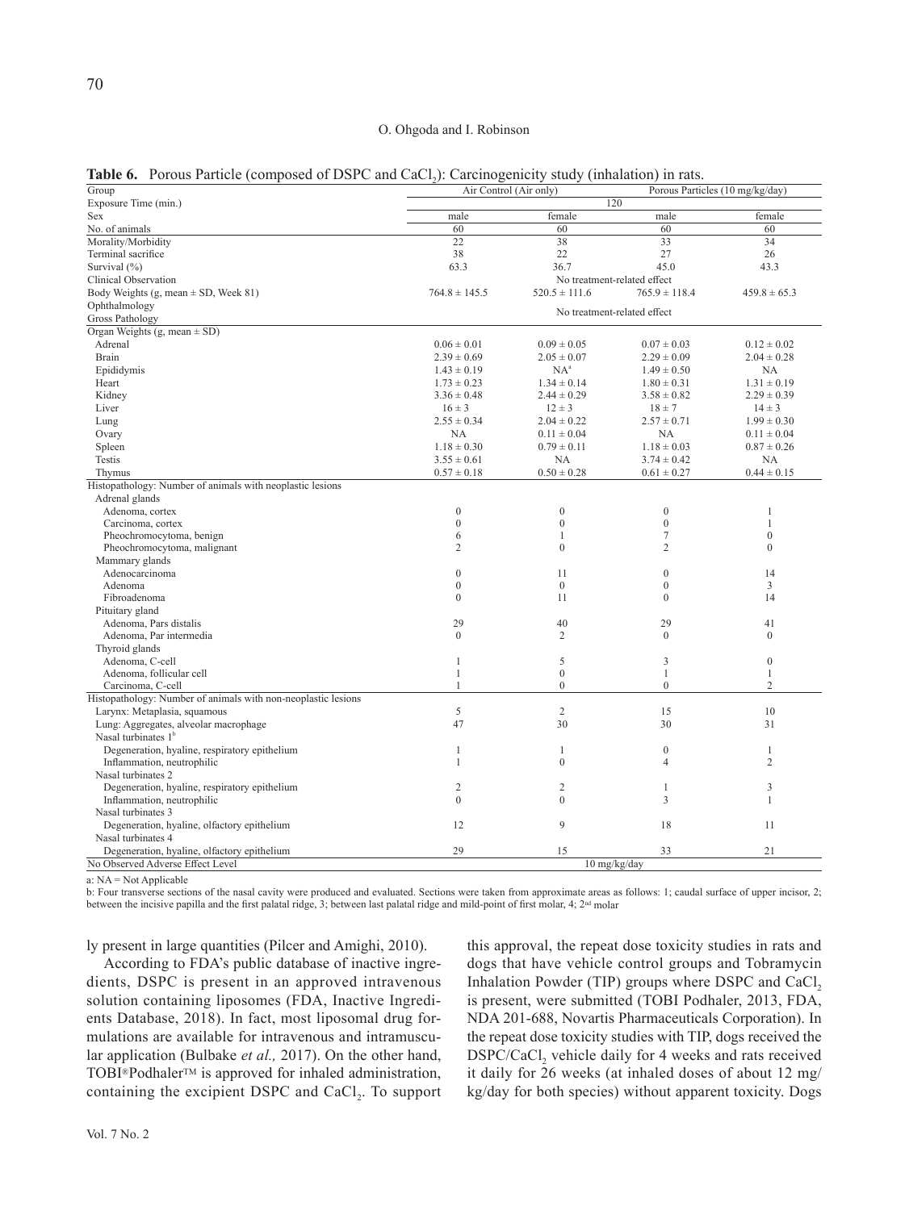**Table 6.** Porous Particle (composed of DSPC and $CaCl_2$): Carcinogenicity study (inhalation) in rats.

| Group | Air Control (Air only) | | Porous Particles (10 mg/kg/day) | |
|---|---|---|---|---|
| Exposure Time (min.) | 120 | | | |
| Sex | male | female | male | female |
| No. of animals | 60 | 60 | 60 | 60 |
| Morality/Morbidity | 22 | 38 | 33 | 34 |
| Terminal sacrifice | 38 | 22 | 27 | 26 |
| Survival (%) | 63.3 | 36.7 | 45.0 | 43.3 |
| Clinical Observation | No treatment-related effect | | | |
| Body Weights (g, mean ± SD, Week 81) | 764.8 ± 145.5 | 520.5 ± 111.6 | 765.9 ± 118.4 | 459.8 ± 65.3 |
| Ophthalmology | No treatment-related effect | | | |
| Gross Pathology | | | | |
| Organ Weights (g, mean ± SD) | | | | |
| Adrenal | 0.06 ± 0.01 | 0.09 ± 0.05 | 0.07 ± 0.03 | 0.12 ± 0.02 |
| Brain | 2.39 ± 0.69 | 2.05 ± 0.07 | 2.29 ± 0.09 | 2.04 ± 0.28 |
| Epididymis | 1.43 ± 0.19 | NA[a] | 1.49 ± 0.50 | NA |
| Heart | 1.73 ± 0.23 | 1.34 ± 0.14 | 1.80 ± 0.31 | 1.31 ± 0.19 |
| Kidney | 3.36 ± 0.48 | 2.44 ± 0.29 | 3.58 ± 0.82 | 2.29 ± 0.39 |
| Liver | 16 ± 3 | 12 ± 3 | 18 ± 7 | 14 ± 3 |
| Lung | 2.55 ± 0.34 | 2.04 ± 0.22 | 2.57 ± 0.71 | 1.99 ± 0.30 |
| Ovary | NA | 0.11 ± 0.04 | NA | 0.11 ± 0.04 |
| Spleen | 1.18 ± 0.30 | 0.79 ± 0.11 | 1.18 ± 0.03 | 0.87 ± 0.26 |
| Testis | 3.55 ± 0.61 | NA | 3.74 ± 0.42 | NA |
| Thymus | 0.57 ± 0.18 | 0.50 ± 0.28 | 0.61 ± 0.27 | 0.44 ± 0.15 |
| Histopathology: Number of animals with neoplastic lesions | | | | |
| Adrenal glands | | | | |
| Adenoma, cortex | 0 | 0 | 0 | 1 |
| Carcinoma, cortex | 0 | 0 | 0 | 1 |
| Pheochromocytoma, benign | 6 | 1 | 7 | 0 |
| Pheochromocytoma, malignant | 2 | 0 | 2 | 0 |
| Mammary glands | | | | |
| Adenocarcinoma | 0 | 11 | 0 | 14 |
| Adenoma | 0 | 0 | 0 | 3 |
| Fibroadenoma | 0 | 11 | 0 | 14 |
| Pituitary gland | | | | |
| Adenoma, Pars distalis | 29 | 40 | 29 | 41 |
| Adenoma, Par intermedia | 0 | 2 | 0 | 0 |
| Thyroid glands | | | | |
| Adenoma, C-cell | 1 | 5 | 3 | 0 |
| Adenoma, follicular cell | 1 | 0 | 1 | 1 |
| Carcinoma, C-cell | 1 | 0 | 0 | 2 |
| Histopathology: Number of animals with non-neoplastic lesions | | | | |
| Larynx: Metaplasia, squamous | 5 | 2 | 15 | 10 |
| Lung: Aggregates, alveolar macrophage | 47 | 30 | 30 | 31 |
| Nasal turbinates 1[b] | | | | |
| Degeneration, hyaline, respiratory epithelium | 1 | 1 | 0 | 1 |
| Inflammation, neutrophilic | 1 | 0 | 4 | 2 |
| Nasal turbinates 2 | | | | |
| Degeneration, hyaline, respiratory epithelium | 2 | 2 | 1 | 3 |
| Inflammation, neutrophilic | 0 | 0 | 3 | 1 |
| Nasal turbinates 3 | | | | |
| Degeneration, hyaline, olfactory epithelium | 12 | 9 | 18 | 11 |
| Nasal turbinates 4 | | | | |
| Degeneration, hyaline, olfactory epithelium | 29 | 15 | 33 | 21 |
| No Observed Adverse Effect Level | 10 mg/kg/day | | | |

a: NA = Not Applicable

b: Four transverse sections of the nasal cavity were produced and evaluated. Sections were taken from approximate areas as follows: 1; caudal surface of upper incisor, 2; between the incisive papilla and the first palatal ridge, 3; between last palatal ridge and mild-point of first molar, 4; 2nd molar

ly present in large quantities (Pilcer and Amighi, 2010).

According to FDA's public database of inactive ingredients, DSPC is present in an approved intravenous solution containing liposomes (FDA, Inactive Ingredients Database, 2018). In fact, most liposomal drug formulations are available for intravenous and intramuscular application (Bulbake *et al.,* 2017). On the other hand, TOBI®Podhaler™ is approved for inhaled administration, containing the excipient DSPC and $CaCl_2$. To support this approval, the repeat dose toxicity studies in rats and dogs that have vehicle control groups and Tobramycin Inhalation Powder (TIP) groups where DSPC and $CaCl_2$ is present, were submitted (TOBI Podhaler, 2013, FDA, NDA 201-688, Novartis Pharmaceuticals Corporation). In the repeat dose toxicity studies with TIP, dogs received the DSPC/$CaCl_2$ vehicle daily for 4 weeks and rats received it daily for 26 weeks (at inhaled doses of about 12 mg/kg/day for both species) without apparent toxicity. Dogs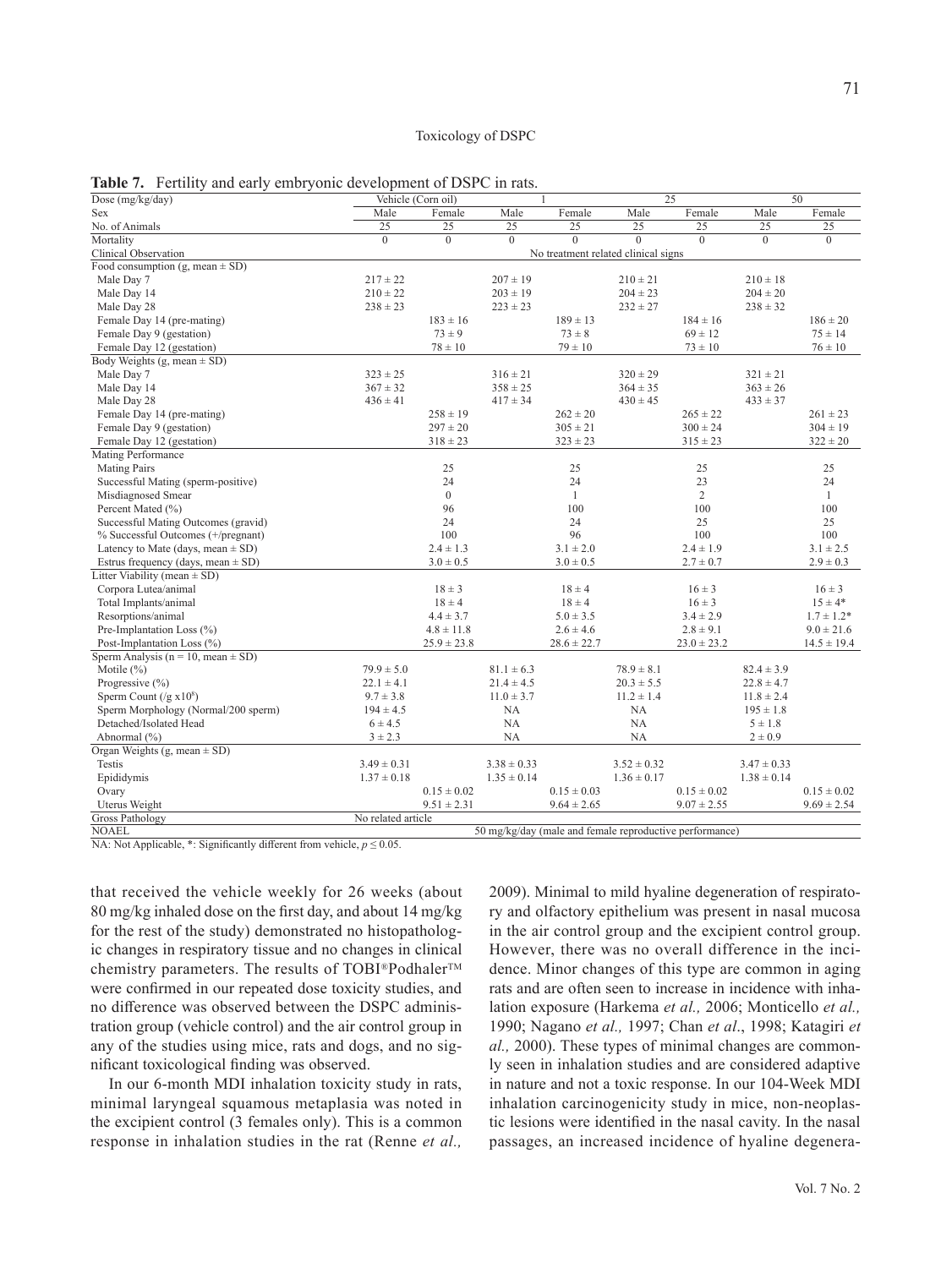**Table 7.** Fertility and early embryonic development of DSPC in rats.

| Dose (mg/kg/day) | Vehicle (Corn oil) | | 1 | | 25 | | 50 | |
|---|---|---|---|---|---|---|---|---|
| Sex | Male | Female | Male | Female | Male | Female | Male | Female |
| No. of Animals | 25 | 25 | 25 | 25 | 25 | 25 | 25 | 25 |
| Mortality | 0 | 0 | 0 | 0 | 0 | 0 | 0 | 0 |
| Clinical Observation | No treatment related clinical signs | | | | | | | |
| Food consumption (g, mean ± SD) | | | | | | | | |
| Male Day 7 | 217 ± 22 | | 207 ± 19 | | 210 ± 21 | | 210 ± 18 | |
| Male Day 14 | 210 ± 22 | | 203 ± 19 | | 204 ± 23 | | 204 ± 20 | |
| Male Day 28 | 238 ± 23 | | 223 ± 23 | | 232 ± 27 | | 238 ± 32 | |
| Female Day 14 (pre-mating) | | 183 ± 16 | | 189 ± 13 | | 184 ± 16 | | 186 ± 20 |
| Female Day 9 (gestation) | | 73 ± 9 | | 73 ± 8 | | 69 ± 12 | | 75 ± 14 |
| Female Day 12 (gestation) | | 78 ± 10 | | 79 ± 10 | | 73 ± 10 | | 76 ± 10 |
| Body Weights (g, mean ± SD) | | | | | | | | |
| Male Day 7 | 323 ± 25 | | 316 ± 21 | | 320 ± 29 | | 321 ± 21 | |
| Male Day 14 | 367 ± 32 | | 358 ± 25 | | 364 ± 35 | | 363 ± 26 | |
| Male Day 28 | 436 ± 41 | | 417 ± 34 | | 430 ± 45 | | 433 ± 37 | |
| Female Day 14 (pre-mating) | | 258 ± 19 | | 262 ± 20 | | 265 ± 22 | | 261 ± 23 |
| Female Day 9 (gestation) | | 297 ± 20 | | 305 ± 21 | | 300 ± 24 | | 304 ± 19 |
| Female Day 12 (gestation) | | 318 ± 23 | | 323 ± 23 | | 315 ± 23 | | 322 ± 20 |
| Mating Performance | | | | | | | | |
| Mating Pairs | | 25 | | 25 | | 25 | | 25 |
| Successful Mating (sperm-positive) | | 24 | | 24 | | 23 | | 24 |
| Misdiagnosed Smear | | 0 | | 1 | | 2 | | 1 |
| Percent Mated (%) | | 96 | | 100 | | 100 | | 100 |
| Successful Mating Outcomes (gravid) | | 24 | | 24 | | 25 | | 25 |
| % Successful Outcomes (+/pregnant) | | 100 | | 96 | | 100 | | 100 |
| Latency to Mate (days, mean ± SD) | | 2.4 ± 1.3 | | 3.1 ± 2.0 | | 2.4 ± 1.9 | | 3.1 ± 2.5 |
| Estrus frequency (days, mean ± SD) | | 3.0 ± 0.5 | | 3.0 ± 0.5 | | 2.7 ± 0.7 | | 2.9 ± 0.3 |
| Litter Viability (mean ± SD) | | | | | | | | |
| Corpora Lutea/animal | | 18 ± 3 | | 18 ± 4 | | 16 ± 3 | | 16 ± 3 |
| Total Implants/animal | | 18 ± 4 | | 18 ± 4 | | 16 ± 3 | | 15 ± 4* |
| Resorptions/animal | | 4.4 ± 3.7 | | 5.0 ± 3.5 | | 3.4 ± 2.9 | | 1.7 ± 1.2* |
| Pre-Implantation Loss (%) | | 4.8 ± 11.8 | | 2.6 ± 4.6 | | 2.8 ± 9.1 | | 9.0 ± 21.6 |
| Post-Implantation Loss (%) | | 25.9 ± 23.8 | | 28.6 ± 22.7 | | 23.0 ± 23.2 | | 14.5 ± 19.4 |
| Sperm Analysis (n = 10, mean ± SD) | | | | | | | | |
| Motile (%) | 79.9 ± 5.0 | | 81.1 ± 6.3 | | 78.9 ± 8.1 | | 82.4 ± 3.9 | |
| Progressive (%) | 22.1 ± 4.1 | | 21.4 ± 4.5 | | 20.3 ± 5.5 | | 22.8 ± 4.7 | |
| Sperm Count (/g $x10^8$) | 9.7 ± 3.8 | | 11.0 ± 3.7 | | 11.2 ± 1.4 | | 11.8 ± 2.4 | |
| Sperm Morphology (Normal/200 sperm) | 194 ± 4.5 | | NA | | NA | | 195 ± 1.8 | |
| Detached/Isolated Head | 6 ± 4.5 | | NA | | NA | | 5 ± 1.8 | |
| Abnormal (%) | 3 ± 2.3 | | NA | | NA | | 2 ± 0.9 | |
| Organ Weights (g, mean ± SD) | | | | | | | | |
| Testis | 3.49 ± 0.31 | | 3.38 ± 0.33 | | 3.52 ± 0.32 | | 3.47 ± 0.33 | |
| Epididymis | 1.37 ± 0.18 | | 1.35 ± 0.14 | | 1.36 ± 0.17 | | 1.38 ± 0.14 | |
| Ovary | | 0.15 ± 0.02 | | 0.15 ± 0.03 | | 0.15 ± 0.02 | | 0.15 ± 0.02 |
| Uterus Weight | | 9.51 ± 2.31 | | 9.64 ± 2.65 | | 9.07 ± 2.55 | | 9.69 ± 2.54 |
| Gross Pathology | No related article | | | | | | | |
| NOAEL | 50 mg/kg/day (male and female reproductive performance) | | | | | | | |

NA: Not Applicable, *: Significantly different from vehicle, $p \leq 0.05$.

that received the vehicle weekly for 26 weeks (about 80 mg/kg inhaled dose on the first day, and about 14 mg/kg for the rest of the study) demonstrated no histopathologic changes in respiratory tissue and no changes in clinical chemistry parameters. The results of TOBI®Podhaler™ were confirmed in our repeated dose toxicity studies, and no difference was observed between the DSPC administration group (vehicle control) and the air control group in any of the studies using mice, rats and dogs, and no significant toxicological finding was observed.

In our 6-month MDI inhalation toxicity study in rats, minimal laryngeal squamous metaplasia was noted in the excipient control (3 females only). This is a common response in inhalation studies in the rat (Renne *et al.,* 2009). Minimal to mild hyaline degeneration of respiratory and olfactory epithelium was present in nasal mucosa in the air control group and the excipient control group. However, there was no overall difference in the incidence. Minor changes of this type are common in aging rats and are often seen to increase in incidence with inhalation exposure (Harkema *et al.,* 2006; Monticello *et al.,* 1990; Nagano *et al.,* 1997; Chan *et al*., 1998; Katagiri *et al.,* 2000). These types of minimal changes are commonly seen in inhalation studies and are considered adaptive in nature and not a toxic response. In our 104-Week MDI inhalation carcinogenicity study in mice, non-neoplastic lesions were identified in the nasal cavity. In the nasal passages, an increased incidence of hyaline degenera-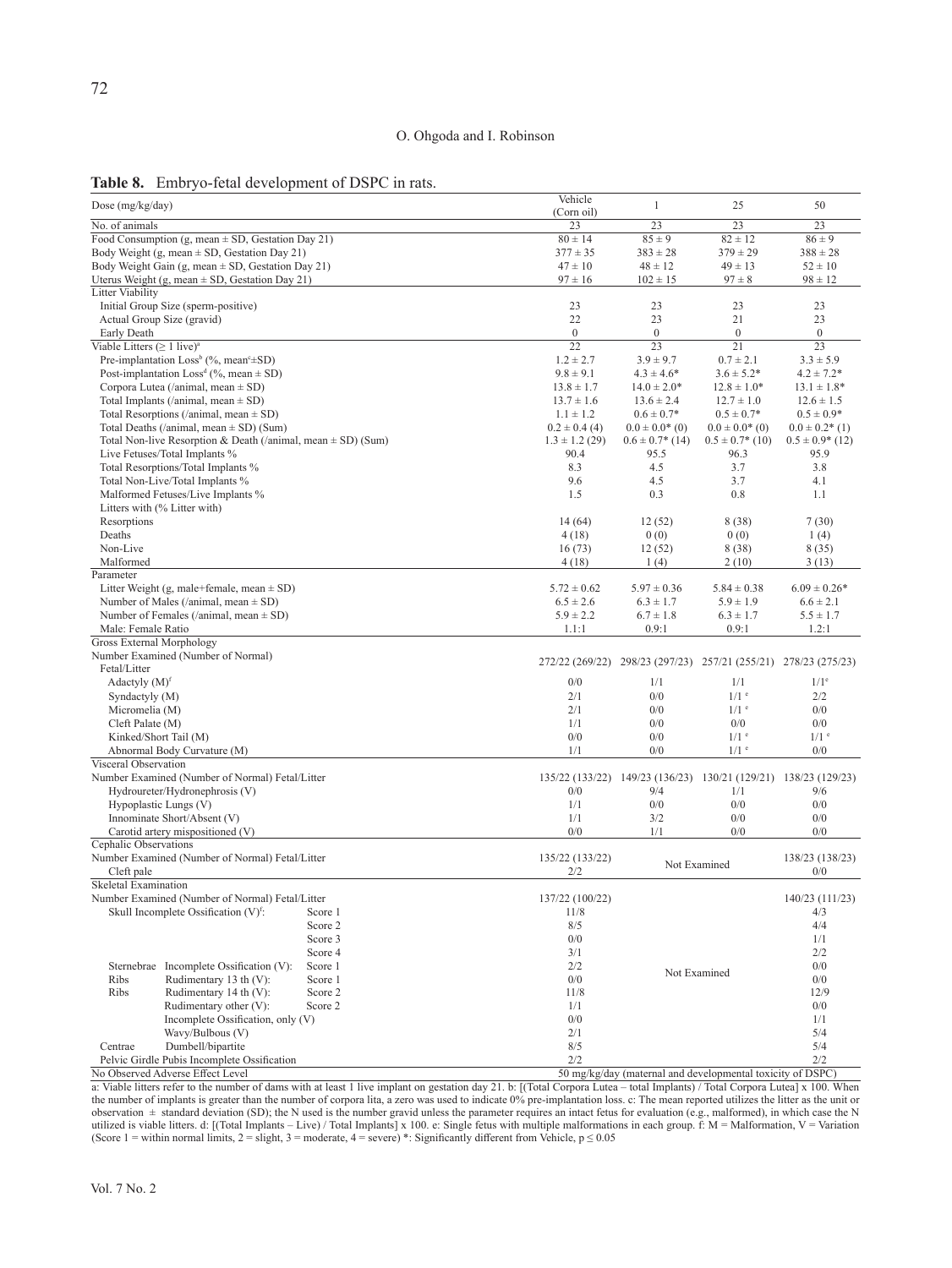**Table 8.** Embryo-fetal development of DSPC in rats.

| Dose (mg/kg/day) | | | Vehicle (Corn oil) | 1 | 25 | 50 |
|---|---|---|---|---|---|---|
| No. of animals | | | 23 | 23 | 23 | 23 |
| Food Consumption (g, mean ± SD, Gestation Day 21) | | | 80 ± 14 | 85 ± 9 | 82 ± 12 | 86 ± 9 |
| Body Weight (g, mean ± SD, Gestation Day 21) | | | 377 ± 35 | 383 ± 28 | 379 ± 29 | 388 ± 28 |
| Body Weight Gain (g, mean ± SD, Gestation Day 21) | | | 47 ± 10 | 48 ± 12 | 49 ± 13 | 52 ± 10 |
| Uterus Weight (g, mean ± SD, Gestation Day 21) | | | 97 ± 16 | 102 ± 15 | 97 ± 8 | 98 ± 12 |
| Litter Viability | | | | | | |
| Initial Group Size (sperm-positive) | | | 23 | 23 | 23 | 23 |
| Actual Group Size (gravid) | | | 22 | 23 | 21 | 23 |
| Early Death | | | 0 | 0 | 0 | 0 |
| Viable Litters (≥ 1 live)[a] | | | 22 | 23 | 21 | 23 |
| Pre-implantation Loss[b] (%, mean[c]±SD) | | | 1.2 ± 2.7 | 3.9 ± 9.7 | 0.7 ± 2.1 | 3.3 ± 5.9 |
| Post-implantation Loss[d] (%, mean ± SD) | | | 9.8 ± 9.1 | 4.3 ± 4.6* | 3.6 ± 5.2* | 4.2 ± 7.2* |
| Corpora Lutea (/animal, mean ± SD) | | | 13.8 ± 1.7 | 14.0 ± 2.0* | 12.8 ± 1.0* | 13.1 ± 1.8* |
| Total Implants (/animal, mean ± SD) | | | 13.7 ± 1.6 | 13.6 ± 2.4 | 12.7 ± 1.0 | 12.6 ± 1.5 |
| Total Resorptions (/animal, mean ± SD) | | | 1.1 ± 1.2 | 0.6 ± 0.7* | 0.5 ± 0.7* | 0.5 ± 0.9* |
| Total Deaths (/animal, mean ± SD) (Sum) | | | 0.2 ± 0.4 (4) | 0.0 ± 0.0* (0) | 0.0 ± 0.0* (0) | 0.0 ± 0.2* (1) |
| Total Non-live Resorption & Death (/animal, mean ± SD) (Sum) | | | 1.3 ± 1.2 (29) | 0.6 ± 0.7* (14) | 0.5 ± 0.7* (10) | 0.5 ± 0.9* (12) |
| Live Fetuses/Total Implants % | | | 90.4 | 95.5 | 96.3 | 95.9 |
| Total Resorptions/Total Implants % | | | 8.3 | 4.5 | 3.7 | 3.8 |
| Total Non-Live/Total Implants % | | | 9.6 | 4.5 | 3.7 | 4.1 |
| Malformed Fetuses/Live Implants % | | | 1.5 | 0.3 | 0.8 | 1.1 |
| Litters with (% Litter with) | | | | | | |
| Resorptions | | | 14 (64) | 12 (52) | 8 (38) | 7 (30) |
| Deaths | | | 4 (18) | 0 (0) | 0 (0) | 1 (4) |
| Non-Live | | | 16 (73) | 12 (52) | 8 (38) | 8 (35) |
| Malformed | | | 4 (18) | 1 (4) | 2 (10) | 3 (13) |
| Parameter | | | | | | |
| Litter Weight (g, male+female, mean ± SD) | | | 5.72 ± 0.62 | 5.97 ± 0.36 | 5.84 ± 0.38 | 6.09 ± 0.26* |
| Number of Males (/animal, mean ± SD) | | | 6.5 ± 2.6 | 6.3 ± 1.7 | 5.9 ± 1.9 | 6.6 ± 2.1 |
| Number of Females (/animal, mean ± SD) | | | 5.9 ± 2.2 | 6.7 ± 1.8 | 6.3 ± 1.7 | 5.5 ± 1.7 |
| Male: Female Ratio | | | 1.1:1 | 0.9:1 | 0.9:1 | 1.2:1 |
| Gross External Morphology | | | | | | |
| Number Examined (Number of Normal) Fetal/Litter | | | 272/22 (269/22) | 298/23 (297/23) | 257/21 (255/21) | 278/23 (275/23) |
| Adactyly (M)[f] | | | 0/0 | 1/1 | 1/1 | 1/1[e] |
| Syndactyly (M) | | | 2/1 | 0/0 | 1/1[e] | 2/2 |
| Micromelia (M) | | | 2/1 | 0/0 | 1/1[e] | 0/0 |
| Cleft Palate (M) | | | 1/1 | 0/0 | 0/0 | 0/0 |
| Kinked/Short Tail (M) | | | 0/0 | 0/0 | 1/1[e] | 1/1[e] |
| Abnormal Body Curvature (M) | | | 1/1 | 0/0 | 1/1[e] | 0/0 |
| Visceral Observation | | | | | | |
| Number Examined (Number of Normal) Fetal/Litter | | | 135/22 (133/22) | 149/23 (136/23) | 130/21 (129/21) | 138/23 (129/23) |
| Hydroureter/Hydronephrosis (V) | | | 0/0 | 9/4 | 1/1 | 9/6 |
| Hypoplastic Lungs (V) | | | 1/1 | 0/0 | 0/0 | 0/0 |
| Innominate Short/Absent (V) | | | 1/1 | 3/2 | 0/0 | 0/0 |
| Carotid artery mispositioned (V) | | | 0/0 | 1/1 | 0/0 | 0/0 |
| Cephalic Observations | | | | | | |
| Number Examined (Number of Normal) Fetal/Litter | | | 135/22 (133/22) | Not Examined | | 138/23 (138/23) |
| Cleft pale | | | 2/2 | | | 0/0 |
| Skeletal Examination | | | | | | |
| Number Examined (Number of Normal) Fetal/Litter | | | 137/22 (100/22) | Not Examined | | 140/23 (111/23) |
| | Skull Incomplete Ossification (V)[f]: | Score 1 | 11/8 | | | 4/3 |
| | | Score 2 | 8/5 | | | 4/4 |
| | | Score 3 | 0/0 | | | 1/1 |
| | | Score 4 | 3/1 | | | 2/2 |
| Sternebrae | Incomplete Ossification (V): | Score 1 | 2/2 | | | 0/0 |
| Ribs | Rudimentary 13 th (V): | Score 1 | 0/0 | | | 0/0 |
| Ribs | Rudimentary 14 th (V): | Score 2 | 11/8 | | | 12/9 |
| | Rudimentary other (V): | Score 2 | 1/1 | | | 0/0 |
| | Incomplete Ossification, only (V) | | 0/0 | | | 1/1 |
| | Wavy/Bulbous (V) | | 2/1 | | | 5/4 |
| Centrae | Dumbell/bipartite | | 8/5 | | | 5/4 |
| Pelvic Girdle Pubis Incomplete Ossification | | | 2/2 | | | 2/2 |
| No Observed Adverse Effect Level | | | 50 mg/kg/day (maternal and developmental toxicity of DSPC) | | | |

a: Viable litters refer to the number of dams with at least 1 live implant on gestation day 21. b: [(Total Corpora Lutea – total Implants) / Total Corpora Lutea] x 100. When the number of implants is greater than the number of corpora lita, a zero was used to indicate 0% pre-implantation loss. c: The mean reported utilizes the litter as the unit or observation ± standard deviation (SD); the N used is the number gravid unless the parameter requires an intact fetus for evaluation (e.g., malformed), in which case the N utilized is viable litters. d: [(Total Implants – Live) / Total Implants] x 100. e: Single fetus with multiple malformations in each group. f: M = Malformation, V = Variation (Score 1 = within normal limits, 2 = slight, 3 = moderate, 4 = severe) *: Significantly different from Vehicle, p ≤ 0.05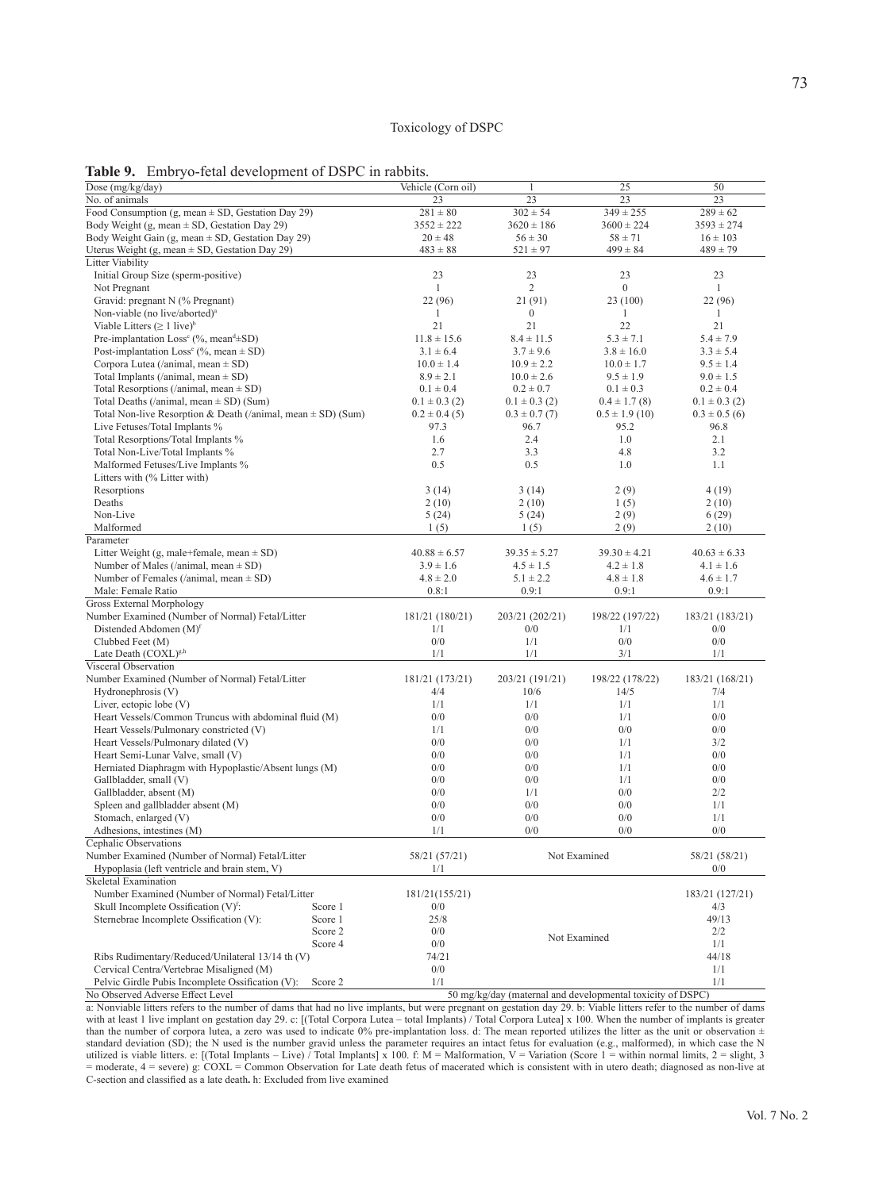**Table 9.** Embryo-fetal development of DSPC in rabbits.

| Dose (mg/kg/day) | Vehicle (Corn oil) | 1 | 25 | 50 |
|---|---|---|---|---|
| No. of animals | 23 | 23 | 23 | 23 |
| Food Consumption (g, mean ± SD, Gestation Day 29) | 281 ± 80 | 302 ± 54 | 349 ± 255 | 289 ± 62 |
| Body Weight (g, mean ± SD, Gestation Day 29) | 3552 ± 222 | 3620 ± 186 | 3600 ± 224 | 3593 ± 274 |
| Body Weight Gain (g, mean ± SD, Gestation Day 29) | 20 ± 48 | 56 ± 30 | 58 ± 71 | 16 ± 103 |
| Uterus Weight (g, mean ± SD, Gestation Day 29) | 483 ± 88 | 521 ± 97 | 499 ± 84 | 489 ± 79 |
| Litter Viability | | | | |
| Initial Group Size (sperm-positive) | 23 | 23 | 23 | 23 |
| Not Pregnant | 1 | 2 | 0 | 1 |
| Gravid: pregnant N (% Pregnant) | 22 (96) | 21 (91) | 23 (100) | 22 (96) |
| Non-viable (no live/aborted)[a] | 1 | 0 | 1 | 1 |
| Viable Litters (≥ 1 live)[b] | 21 | 21 | 22 | 21 |
| Pre-implantation Loss[c] (%, mean[d]±SD) | 11.8 ± 15.6 | 8.4 ± 11.5 | 5.3 ± 7.1 | 5.4 ± 7.9 |
| Post-implantation Loss[e] (%, mean ± SD) | 3.1 ± 6.4 | 3.7 ± 9.6 | 3.8 ± 16.0 | 3.3 ± 5.4 |
| Corpora Lutea (/animal, mean ± SD) | 10.0 ± 1.4 | 10.9 ± 2.2 | 10.0 ± 1.7 | 9.5 ± 1.4 |
| Total Implants (/animal, mean ± SD) | 8.9 ± 2.1 | 10.0 ± 2.6 | 9.5 ± 1.9 | 9.0 ± 1.5 |
| Total Resorptions (/animal, mean ± SD) | 0.1 ± 0.4 | 0.2 ± 0.7 | 0.1 ± 0.3 | 0.2 ± 0.4 |
| Total Deaths (/animal, mean ± SD) (Sum) | 0.1 ± 0.3 (2) | 0.1 ± 0.3 (2) | 0.4 ± 1.7 (8) | 0.1 ± 0.3 (2) |
| Total Non-live Resorption & Death (/animal, mean ± SD) (Sum) | 0.2 ± 0.4 (5) | 0.3 ± 0.7 (7) | 0.5 ± 1.9 (10) | 0.3 ± 0.5 (6) |
| Live Fetuses/Total Implants % | 97.3 | 96.7 | 95.2 | 96.8 |
| Total Resorptions/Total Implants % | 1.6 | 2.4 | 1.0 | 2.1 |
| Total Non-Live/Total Implants % | 2.7 | 3.3 | 4.8 | 3.2 |
| Malformed Fetuses/Live Implants % | 0.5 | 0.5 | 1.0 | 1.1 |
| Litters with (% Litter with) | | | | |
| Resorptions | 3 (14) | 3 (14) | 2 (9) | 4 (19) |
| Deaths | 2 (10) | 2 (10) | 1 (5) | 2 (10) |
| Non-Live | 5 (24) | 5 (24) | 2 (9) | 6 (29) |
| Malformed | 1 (5) | 1 (5) | 2 (9) | 2 (10) |
| Parameter | | | | |
| Litter Weight (g, male+female, mean ± SD) | 40.88 ± 6.57 | 39.35 ± 5.27 | 39.30 ± 4.21 | 40.63 ± 6.33 |
| Number of Males (/animal, mean ± SD) | 3.9 ± 1.6 | 4.5 ± 1.5 | 4.2 ± 1.8 | 4.1 ± 1.6 |
| Number of Females (/animal, mean ± SD) | 4.8 ± 2.0 | 5.1 ± 2.2 | 4.8 ± 1.8 | 4.6 ± 1.7 |
| Male: Female Ratio | 0.8:1 | 0.9:1 | 0.9:1 | 0.9:1 |
| Gross External Morphology | | | | |
| Number Examined (Number of Normal) Fetal/Litter | 181/21 (180/21) | 203/21 (202/21) | 198/22 (197/22) | 183/21 (183/21) |
| Distended Abdomen (M)[f] | 1/1 | 0/0 | 1/1 | 0/0 |
| Clubbed Feet (M) | 0/0 | 1/1 | 0/0 | 0/0 |
| Late Death (COXL)[g,h] | 1/1 | 1/1 | 3/1 | 1/1 |
| Visceral Observation | | | | |
| Number Examined (Number of Normal) Fetal/Litter | 181/21 (173/21) | 203/21 (191/21) | 198/22 (178/22) | 183/21 (168/21) |
| Hydronephrosis (V) | 4/4 | 10/6 | 14/5 | 7/4 |
| Liver, ectopic lobe (V) | 1/1 | 1/1 | 1/1 | 1/1 |
| Heart Vessels/Common Truncus with abdominal fluid (M) | 0/0 | 0/0 | 1/1 | 0/0 |
| Heart Vessels/Pulmonary constricted (V) | 1/1 | 0/0 | 0/0 | 0/0 |
| Heart Vessels/Pulmonary dilated (V) | 0/0 | 0/0 | 1/1 | 3/2 |
| Heart Semi-Lunar Valve, small (V) | 0/0 | 0/0 | 1/1 | 0/0 |
| Herniated Diaphragm with Hypoplastic/Absent lungs (M) | 0/0 | 0/0 | 1/1 | 0/0 |
| Gallbladder, small (V) | 0/0 | 0/0 | 1/1 | 0/0 |
| Gallbladder, absent (M) | 0/0 | 1/1 | 0/0 | 2/2 |
| Spleen and gallbladder absent (M) | 0/0 | 0/0 | 0/0 | 1/1 |
| Stomach, enlarged (V) | 0/0 | 0/0 | 0/0 | 1/1 |
| Adhesions, intestines (M) | 1/1 | 0/0 | 0/0 | 0/0 |
| Cephalic Observations | | | | |
| Number Examined (Number of Normal) Fetal/Litter | 58/21 (57/21) | Not Examined | | 58/21 (58/21) |
| Hypoplasia (left ventricle and brain stem, V) | 1/1 | | | 0/0 |
| Skeletal Examination | | | | |
| Number Examined (Number of Normal) Fetal/Litter | 181/21(155/21) | | | 183/21 (127/21) |
| Skull Incomplete Ossification (V)[f]: Score 1 | 0/0 | | | 4/3 |
| Sternebrae Incomplete Ossification (V): Score 1 | 25/8 | | | 49/13 |
| Score 2 | 0/0 | Not Examined | | 2/2 |
| Score 4 | 0/0 | | | 1/1 |
| Ribs Rudimentary/Reduced/Unilateral 13/14 th (V) | 74/21 | | | 44/18 |
| Cervical Centra/Vertebrae Misaligned (M) | 0/0 | | | 1/1 |
| Pelvic Girdle Pubis Incomplete Ossification (V): Score 2 | 1/1 | | | 1/1 |
| No Observed Adverse Effect Level | 50 mg/kg/day (maternal and developmental toxicity of DSPC) | | | |

a: Nonviable litters refers to the number of dams that had no live implants, but were pregnant on gestation day 29. b: Viable litters refer to the number of dams with at least 1 live implant on gestation day 29. c: [(Total Corpora Lutea – total Implants) / Total Corpora Lutea] x 100. When the number of implants is greater than the number of corpora lutea, a zero was used to indicate 0% pre-implantation loss. d: The mean reported utilizes the litter as the unit or observation ± standard deviation (SD); the N used is the number gravid unless the parameter requires an intact fetus for evaluation (e.g., malformed), in which case the N utilized is viable litters. e: [(Total Implants – Live) / Total Implants] x 100. f: M = Malformation, V = Variation (Score 1 = within normal limits, 2 = slight, 3 = moderate, 4 = severe) g: COXL = Common Observation for Late death fetus of macerated which is consistent with in utero death; diagnosed as non-live at C-section and classified as a late death. h: Excluded from live examined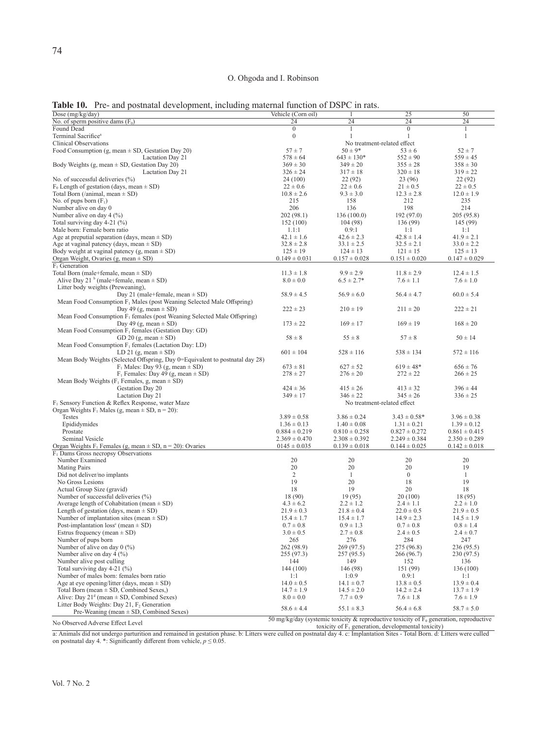**Table 10.** Pre- and postnatal development, including maternal function of DSPC in rats.

| Dose (mg/kg/day) | Vehicle (Corn oil) | 1 | 25 | 50 |
|---|---|---|---|---|
| No. of sperm positive dams ($F_0$) | 24 | 24 | 24 | 24 |
| Found Dead | 0 | 1 | 0 | 1 |
| Terminal Sacrifice[a] | 0 | 1 | 1 | 1 |
| Clinical Observations | No treatment-related effect | | | |
| Food Consumption (g, mean ± SD, Gestation Day 20) | 57 ± 7 | 50 ± 9* | 53 ± 6 | 52 ± 7 |
| Lactation Day 21 | 578 ± 64 | 643 ± 130* | 552 ± 90 | 559 ± 45 |
| Body Weights (g, mean ± SD, Gestation Day 20) | 369 ± 30 | 349 ± 20 | 355 ± 28 | 358 ± 30 |
| Lactation Day 21 | 326 ± 24 | 317 ± 18 | 320 ± 18 | 319 ± 22 |
| No. of successful deliveries (%) | 24 (100) | 22 (92) | 23 (96) | 22 (92) |
| $F_0$ Length of gestation (days, mean ± SD) | 22 ± 0.6 | 22 ± 0.6 | 21 ± 0.5 | 22 ± 0.5 |
| Total Born (/animal, mean ± SD) | 10.8 ± 2.6 | 9.3 ± 3.0 | 12.3 ± 2.8 | 12.0 ± 1.9 |
| No. of pups born ($F_1$) | 215 | 158 | 212 | 235 |
| Number alive on day 0 | 206 | 136 | 198 | 214 |
| Number alive on day 4 (%) | 202 (98.1) | 136 (100.0) | 192 (97.0) | 205 (95.8) |
| Total surviving day 4-21 (%) | 152 (100) | 104 (98) | 136 (99) | 145 (99) |
| Male born: Female born ratio | 1.1:1 | 0.9:1 | 1:1 | 1:1 |
| Age at preputial separation (days, mean ± SD) | 42.1 ± 1.6 | 42.6 ± 2.3 | 42.8 ± 1.4 | 41.9 ± 2.1 |
| Age at vaginal patency (days, mean ± SD) | 32.8 ± 2.8 | 33.1 ± 2.5 | 32.5 ± 2.1 | 33.0 ± 2.2 |
| Body weight at vaginal patency (g, mean ± SD) | 125 ± 19 | 124 ± 13 | 121 ± 15 | 125 ± 13 |
| Organ Weight, Ovaries (g, mean ± SD) | 0.149 ± 0.031 | 0.157 ± 0.028 | 0.151 ± 0.020 | 0.147 ± 0.029 |
| $F_1$ Generation | | | | |
| Total Born (male+female, mean ± SD) | 11.3 ± 1.8 | 9.9 ± 2.9 | 11.8 ± 2.9 | 12.4 ± 1.5 |
| Alive Day 21 [b] (male+female, mean ± SD) | 8.0 ± 0.0 | 6.5 ± 2.7* | 7.6 ± 1.1 | 7.6 ± 1.0 |
| Litter body weights (Preweaning), | | | | |
| Day 21 (male+female, mean ± SD) | 58.9 ± 4.5 | 56.9 ± 6.0 | 56.4 ± 4.7 | 60.0 ± 5.4 |
| Mean Food Consumption $F_1$ Males (post Weaning Selected Male Offspring) | | | | |
| Day 49 (g, mean ± SD) | 222 ± 23 | 210 ± 19 | 211 ± 20 | 222 ± 21 |
| Mean Food Consumption $F_1$ females (post Weaning Selected Male Offspring) | | | | |
| Day 49 (g, mean ± SD) | 173 ± 22 | 169 ± 17 | 169 ± 19 | 168 ± 20 |
| Mean Food Consumption $F_1$ females (Gestation Day: GD) | | | | |
| GD 20 (g, mean ± SD) | 58 ± 8 | 55 ± 8 | 57 ± 8 | 50 ± 14 |
| Mean Food Consumption $F_1$ females (Lactation Day: LD) | | | | |
| LD 21 (g, mean ± SD) | 601 ± 104 | 528 ± 116 | 538 ± 134 | 572 ± 116 |
| Mean Body Weights (Selected Offspring, Day 0=Equivalent to postnatal day 28) | | | | |
| $F_1$ Males: Day 93 (g, mean ± SD) | 673 ± 81 | 627 ± 52 | 619 ± 48* | 656 ± 76 |
| $F_1$ Females: Day 49 (g, mean ± SD) | 278 ± 27 | 276 ± 20 | 272 ± 22 | 266 ± 25 |
| Mean Body Weights ($F_1$ Females, g, mean ± SD) | | | | |
| Gestation Day 20 | 424 ± 36 | 415 ± 26 | 413 ± 32 | 396 ± 44 |
| Lactation Day 21 | 349 ± 17 | 346 ± 22 | 345 ± 26 | 336 ± 25 |
| $F_1$ Sensory Function & Reflex Response, water Maze | No treatment-related effect | | | |
| Organ Weights $F_1$ Males (g, mean ± SD, n = 20): | | | | |
| Testes | 3.89 ± 0.58 | 3.86 ± 0.24 | 3.43 ± 0.58* | 3.96 ± 0.38 |
| Epididymides | 1.36 ± 0.13 | 1.40 ± 0.08 | 1.31 ± 0.21 | 1.39 ± 0.12 |
| Prostate | 0.884 ± 0.219 | 0.810 ± 0.258 | 0.827 ± 0.272 | 0.861 ± 0.415 |
| Seminal Vesicle | 2.369 ± 0.470 | 2.308 ± 0.392 | 2.249 ± 0.384 | 2.350 ± 0.289 |
| Organ Weights $F_1$ Females (g, mean ± SD, n = 20): Ovaries | 0145 ± 0.035 | 0.139 ± 0.018 | 0.144 ± 0.025 | 0.142 ± 0.018 |
| $F_1$ Dams Gross necropsy Observations | | | | |
| Number Examined | 20 | 20 | 20 | 20 |
| Mating Pairs | 20 | 20 | 20 | 19 |
| Did not deliver/no implants | 2 | 1 | 0 | 1 |
| No Gross Lesions | 19 | 20 | 18 | 19 |
| Actual Group Size (gravid) | 18 | 19 | 20 | 18 |
| Number of successful deliveries (%) | 18 (90) | 19 (95) | 20 (100) | 18 (95) |
| Average length of Cohabitation (mean ± SD) | 4.3 ± 6.2 | 2.2 ± 1.2 | 2.4 ± 1.1 | 2.2 ± 1.0 |
| Length of gestation (days, mean ± SD) | 21.9 ± 0.3 | 21.8 ± 0.4 | 22.0 ± 0.5 | 21.9 ± 0.5 |
| Number of implantation sites (mean ± SD) | 15.4 ± 1.7 | 15.4 ± 1.7 | 14.9 ± 2.3 | 14.5 ± 1.9 |
| Post-implantation loss[c] (mean ± SD) | 0.7 ± 0.8 | 0.9 ± 1.3 | 0.7 ± 0.8 | 0.8 ± 1.4 |
| Estrus frequency (mean ± SD) | 3.0 ± 0.5 | 2.7 ± 0.8 | 2.4 ± 0.5 | 2.4 ± 0.7 |
| Number of pups born | 265 | 276 | 284 | 247 |
| Number of alive on day 0 (%) | 262 (98.9) | 269 (97.5) | 275 (96.8) | 236 (95.5) |
| Number alive on day 4 (%) | 255 (97.3) | 257 (95.5) | 266 (96.7) | 230 (97.5) |
| Number alive post culling | 144 | 149 | 152 | 136 |
| Total surviving day 4-21 (%) | 144 (100) | 146 (98) | 151 (99) | 136 (100) |
| Number of males born: females born ratio | 1:1 | 1:0.9 | 0.9:1 | 1:1 |
| Age at eye opening/litter (days, mean ± SD) | 14.0 ± 0.5 | 14.1 ± 0.7 | 13.8 ± 0.5 | 13.9 ± 0.4 |
| Total Born (mean ± SD, Combined Sexes,) | 14.7 ± 1.9 | 14.5 ± 2.0 | 14.2 ± 2.4 | 13.7 ± 1.9 |
| Alive: Day 21[d] (mean ± SD, Combined Sexes) | 8.0 ± 0.0 | 7.7 ± 0.9 | 7.6 ± 1.8 | 7.6 ± 1.9 |
| Litter Body Weights: Day 21, $F_2$ Generation Pre-Weaning (mean ± SD, Combined Sexes) | 58.6 ± 4.4 | 55.1 ± 8.3 | 56.4 ± 6.8 | 58.7 ± 5.0 |
| No Observed Adverse Effect Level | 50 mg/kg/day (systemic toxicity & reproductive toxicity of $F_0$ generation, reproductive toxicity of $F_1$ generation, developmental toxicity) | | | |

a: Animals did not undergo parturition and remained in gestation phase. b: Litters were culled on postnatal day 4. c: Implantation Sites - Total Born. d: Litters were culled on postnatal day 4. *: Significantly different from vehicle, $p \leq 0.05$.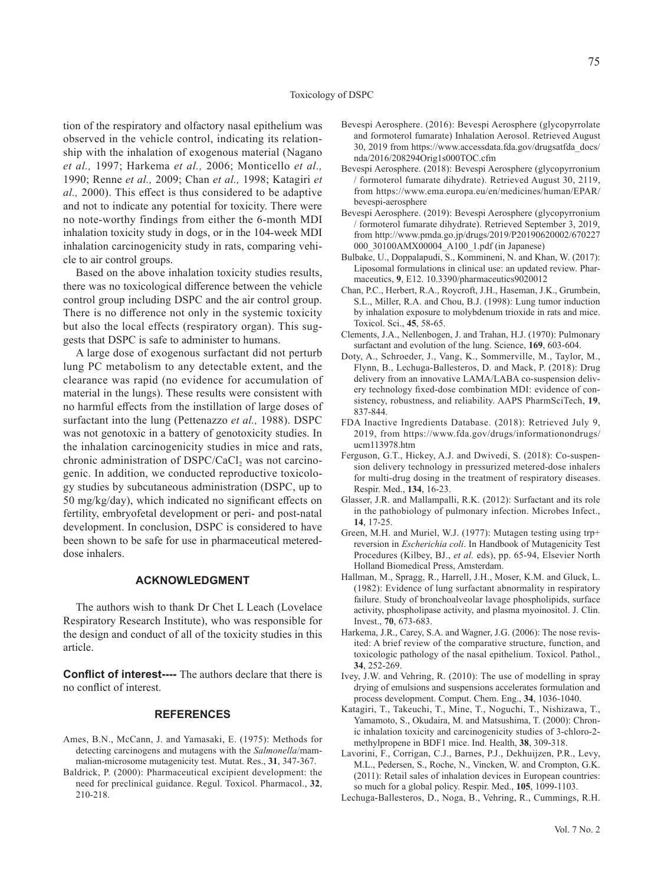tion of the respiratory and olfactory nasal epithelium was observed in the vehicle control, indicating its relationship with the inhalation of exogenous material (Nagano *et al.,* 1997; Harkema *et al.,* 2006; Monticello *et al.,* 1990; Renne *et al.,* 2009; Chan *et al.,* 1998; Katagiri *et al.,* 2000). This effect is thus considered to be adaptive and not to indicate any potential for toxicity. There were no note-worthy findings from either the 6-month MDI inhalation toxicity study in dogs, or in the 104-week MDI inhalation carcinogenicity study in rats, comparing vehicle to air control groups.

Based on the above inhalation toxicity studies results, there was no toxicological difference between the vehicle control group including DSPC and the air control group. There is no difference not only in the systemic toxicity but also the local effects (respiratory organ). This suggests that DSPC is safe to administer to humans.

A large dose of exogenous surfactant did not perturb lung PC metabolism to any detectable extent, and the clearance was rapid (no evidence for accumulation of material in the lungs). These results were consistent with no harmful effects from the instillation of large doses of surfactant into the lung (Pettenazzo *et al.,* 1988). DSPC was not genotoxic in a battery of genotoxicity studies. In the inhalation carcinogenicity studies in mice and rats, chronic administration of DSPC/$CaCl_2$ was not carcinogenic. In addition, we conducted reproductive toxicology studies by subcutaneous administration (DSPC, up to 50 mg/kg/day), which indicated no significant effects on fertility, embryofetal development or peri- and post-natal development. In conclusion, DSPC is considered to have been shown to be safe for use in pharmaceutical metered-dose inhalers.

## ACKNOWLEDGMENT

The authors wish to thank Dr Chet L Leach (Lovelace Respiratory Research Institute), who was responsible for the design and conduct of all of the toxicity studies in this article.

**Conflict of interest----** The authors declare that there is no conflict of interest.

## REFERENCES

Ames, B.N., McCann, J. and Yamasaki, E. (1975): Methods for detecting carcinogens and mutagens with the *Salmonella*/mammalian-microsome mutagenicity test. Mutat. Res., **31**, 347-367.

Baldrick, P. (2000): Pharmaceutical excipient development: the need for preclinical guidance. Regul. Toxicol. Pharmacol., **32**, 210-218.

Bevespi Aerosphere. (2016): Bevespi Aerosphere (glycopyrrolate and formoterol fumarate) Inhalation Aerosol. Retrieved August 30, 2019 from https://www.accessdata.fda.gov/drugsatfda_docs/nda/2016/208294Orig1s000TOC.cfm

Bevespi Aerosphere. (2018): Bevespi Aerosphere (glycopyrronium / formoterol fumarate dihydrate). Retrieved August 30, 2119, from https://www.ema.europa.eu/en/medicines/human/EPAR/bevespi-aerosphere

Bevespi Aerosphere. (2019): Bevespi Aerosphere (glycopyrronium / formoterol fumarate dihydrate). Retrieved September 3, 2019, from http://www.pmda.go.jp/drugs/2019/P20190620002/670227000_30100AMX00004_A100_1.pdf (in Japanese)

Bulbake, U., Doppalapudi, S., Kommineni, N. and Khan, W. (2017): Liposomal formulations in clinical use: an updated review. Pharmaceutics, **9**, E12. 10.3390/pharmaceutics9020012

Chan, P.C., Herbert, R.A., Roycroft, J.H., Haseman, J.K., Grumbein, S.L., Miller, R.A. and Chou, B.J. (1998): Lung tumor induction by inhalation exposure to molybdenum trioxide in rats and mice. Toxicol. Sci., **45**, 58-65.

Clements, J.A., Nellenbogen, J. and Trahan, H.J. (1970): Pulmonary surfactant and evolution of the lung. Science, **169**, 603-604.

Doty, A., Schroeder, J., Vang, K., Sommerville, M., Taylor, M., Flynn, B., Lechuga-Ballesteros, D. and Mack, P. (2018): Drug delivery from an innovative LAMA/LABA co-suspension delivery technology fixed-dose combination MDI: evidence of consistency, robustness, and reliability. AAPS PharmSciTech, **19**, 837-844.

FDA Inactive Ingredients Database. (2018): Retrieved July 9, 2019, from https://www.fda.gov/drugs/informationondrugs/ucm113978.htm

Ferguson, G.T., Hickey, A.J. and Dwivedi, S. (2018): Co-suspension delivery technology in pressurized metered-dose inhalers for multi-drug dosing in the treatment of respiratory diseases. Respir. Med., **134**, 16-23.

Glasser, J.R. and Mallampalli, R.K. (2012): Surfactant and its role in the pathobiology of pulmonary infection. Microbes Infect., **14**, 17-25.

Green, M.H. and Muriel, W.J. (1977): Mutagen testing using trp+ reversion in *Escherichia coli*. In Handbook of Mutagenicity Test Procedures (Kilbey, BJ., *et al.* eds), pp. 65-94, Elsevier North Holland Biomedical Press, Amsterdam.

Hallman, M., Spragg, R., Harrell, J.H., Moser, K.M. and Gluck, L. (1982): Evidence of lung surfactant abnormality in respiratory failure. Study of bronchoalveolar lavage phospholipids, surface activity, phospholipase activity, and plasma myoinositol. J. Clin. Invest., **70**, 673-683.

Harkema, J.R., Carey, S.A. and Wagner, J.G. (2006): The nose revisited: A brief review of the comparative structure, function, and toxicologic pathology of the nasal epithelium. Toxicol. Pathol., **34**, 252-269.

Ivey, J.W. and Vehring, R. (2010): The use of modelling in spray drying of emulsions and suspensions accelerates formulation and process development. Comput. Chem. Eng., **34**, 1036-1040.

Katagiri, T., Takeuchi, T., Mine, T., Noguchi, T., Nishizawa, T., Yamamoto, S., Okudaira, M. and Matsushima, T. (2000): Chronic inhalation toxicity and carcinogenicity studies of 3-chloro-2-methylpropene in BDF1 mice. Ind. Health, **38**, 309-318.

Lavorini, F., Corrigan, C.J., Barnes, P.J., Dekhuijzen, P.R., Levy, M.L., Pedersen, S., Roche, N., Vincken, W. and Crompton, G.K. (2011): Retail sales of inhalation devices in European countries: so much for a global policy. Respir. Med., **105**, 1099-1103.

Lechuga-Ballesteros, D., Noga, B., Vehring, R., Cummings, R.H.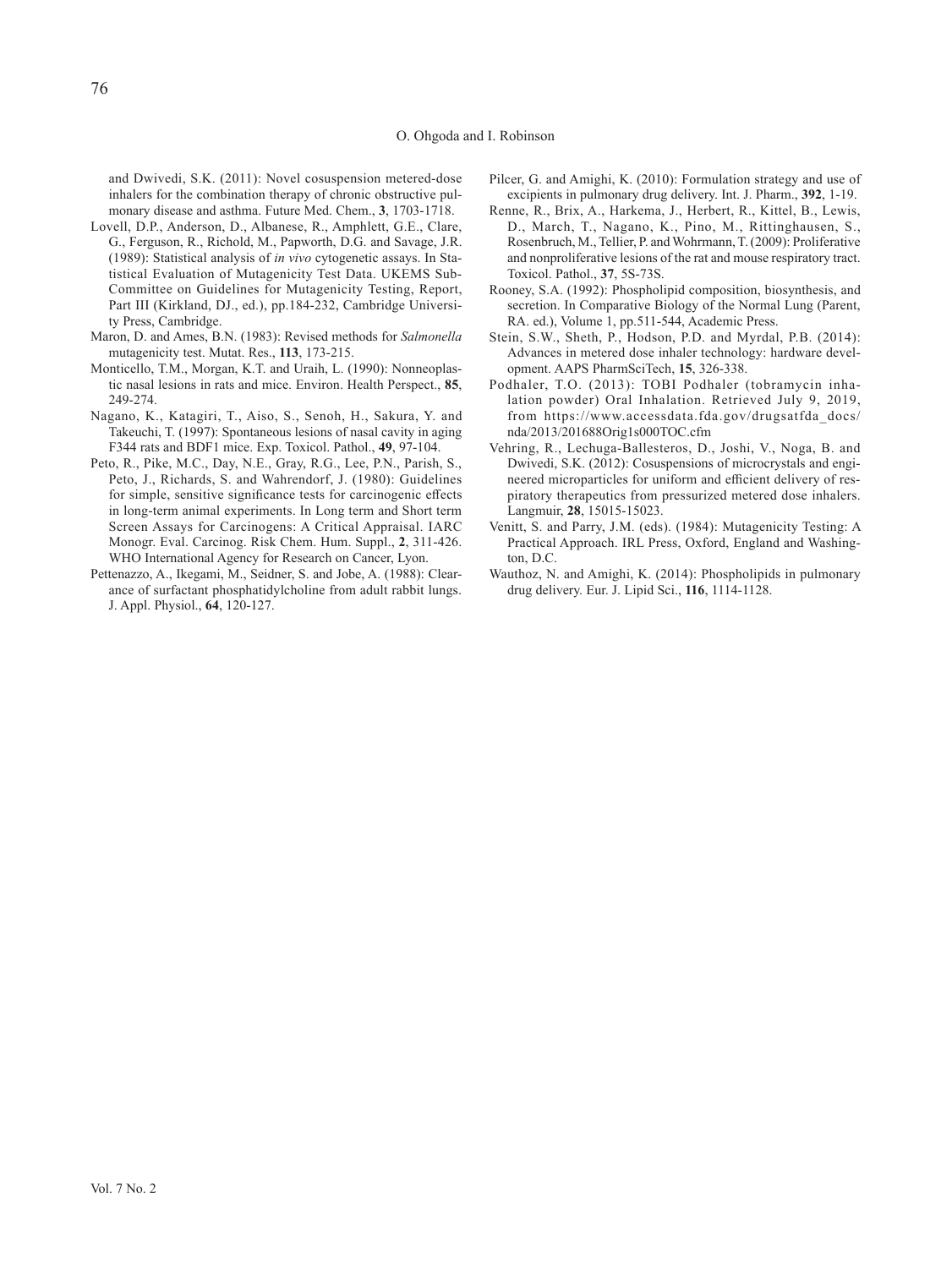and Dwivedi, S.K. (2011): Novel cosuspension metered-dose inhalers for the combination therapy of chronic obstructive pulmonary disease and asthma. Future Med. Chem., **3**, 1703-1718.

Lovell, D.P., Anderson, D., Albanese, R., Amphlett, G.E., Clare, G., Ferguson, R., Richold, M., Papworth, D.G. and Savage, J.R. (1989): Statistical analysis of *in vivo* cytogenetic assays. In Statistical Evaluation of Mutagenicity Test Data. UKEMS Sub-Committee on Guidelines for Mutagenicity Testing, Report, Part III (Kirkland, DJ., ed.), pp.184-232, Cambridge University Press, Cambridge.

Maron, D. and Ames, B.N. (1983): Revised methods for *Salmonella* mutagenicity test. Mutat. Res., **113**, 173-215.

Monticello, T.M., Morgan, K.T. and Uraih, L. (1990): Nonneoplastic nasal lesions in rats and mice. Environ. Health Perspect., **85**, 249-274.

Nagano, K., Katagiri, T., Aiso, S., Senoh, H., Sakura, Y. and Takeuchi, T. (1997): Spontaneous lesions of nasal cavity in aging F344 rats and BDF1 mice. Exp. Toxicol. Pathol., **49**, 97-104.

Peto, R., Pike, M.C., Day, N.E., Gray, R.G., Lee, P.N., Parish, S., Peto, J., Richards, S. and Wahrendorf, J. (1980): Guidelines for simple, sensitive significance tests for carcinogenic effects in long-term animal experiments. In Long term and Short term Screen Assays for Carcinogens: A Critical Appraisal. IARC Monogr. Eval. Carcinog. Risk Chem. Hum. Suppl., **2**, 311-426. WHO International Agency for Research on Cancer, Lyon.

Pettenazzo, A., Ikegami, M., Seidner, S. and Jobe, A. (1988): Clearance of surfactant phosphatidylcholine from adult rabbit lungs. J. Appl. Physiol., **64**, 120-127.

Pilcer, G. and Amighi, K. (2010): Formulation strategy and use of excipients in pulmonary drug delivery. Int. J. Pharm., **392**, 1-19.

Renne, R., Brix, A., Harkema, J., Herbert, R., Kittel, B., Lewis, D., March, T., Nagano, K., Pino, M., Rittinghausen, S., Rosenbruch, M., Tellier, P. and Wohrmann, T. (2009): Proliferative and nonproliferative lesions of the rat and mouse respiratory tract. Toxicol. Pathol., **37**, 5S-73S.

Rooney, S.A. (1992): Phospholipid composition, biosynthesis, and secretion. In Comparative Biology of the Normal Lung (Parent, RA. ed.), Volume 1, pp.511-544, Academic Press.

Stein, S.W., Sheth, P., Hodson, P.D. and Myrdal, P.B. (2014): Advances in metered dose inhaler technology: hardware development. AAPS PharmSciTech, **15**, 326-338.

Podhaler, T.O. (2013): TOBI Podhaler (tobramycin inhalation powder) Oral Inhalation. Retrieved July 9, 2019, from https://www.accessdata.fda.gov/drugsatfda_docs/nda/2013/201688Orig1s000TOC.cfm

Vehring, R., Lechuga-Ballesteros, D., Joshi, V., Noga, B. and Dwivedi, S.K. (2012): Cosuspensions of microcrystals and engineered microparticles for uniform and efficient delivery of respiratory therapeutics from pressurized metered dose inhalers. Langmuir, **28**, 15015-15023.

Venitt, S. and Parry, J.M. (eds). (1984): Mutagenicity Testing: A Practical Approach. IRL Press, Oxford, England and Washington, D.C.

Wauthoz, N. and Amighi, K. (2014): Phospholipids in pulmonary drug delivery. Eur. J. Lipid Sci., **116**, 1114-1128.